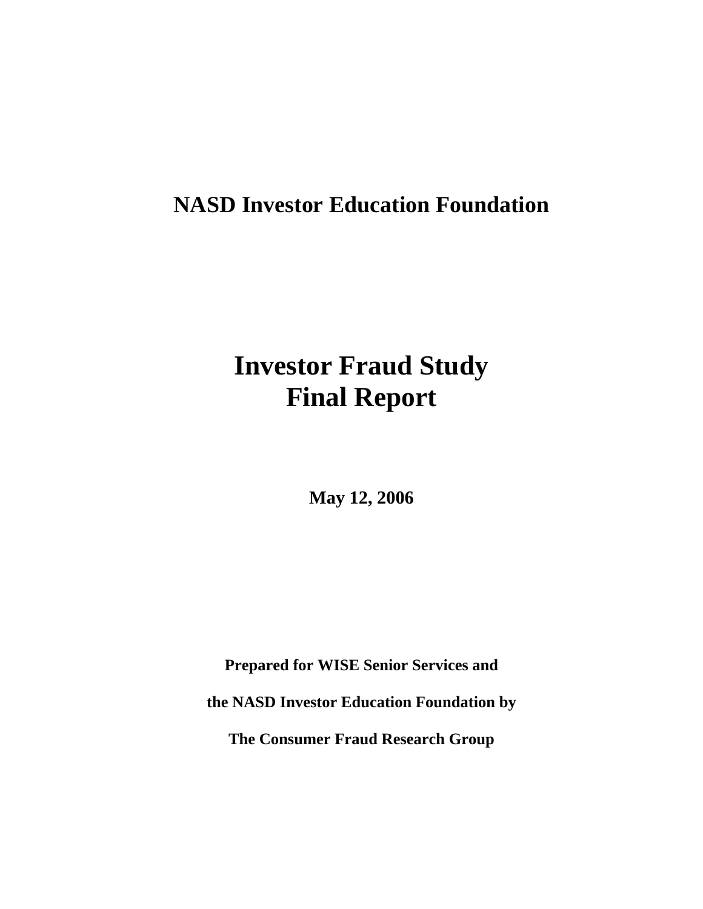# NASD Investor Education Foundation

# Investor Fraud Study
# Final Report

**May 12, 2006**

**Prepared for WISE Senior Services and**

**the NASD Investor Education Foundation by**

**The Consumer Fraud Research Group**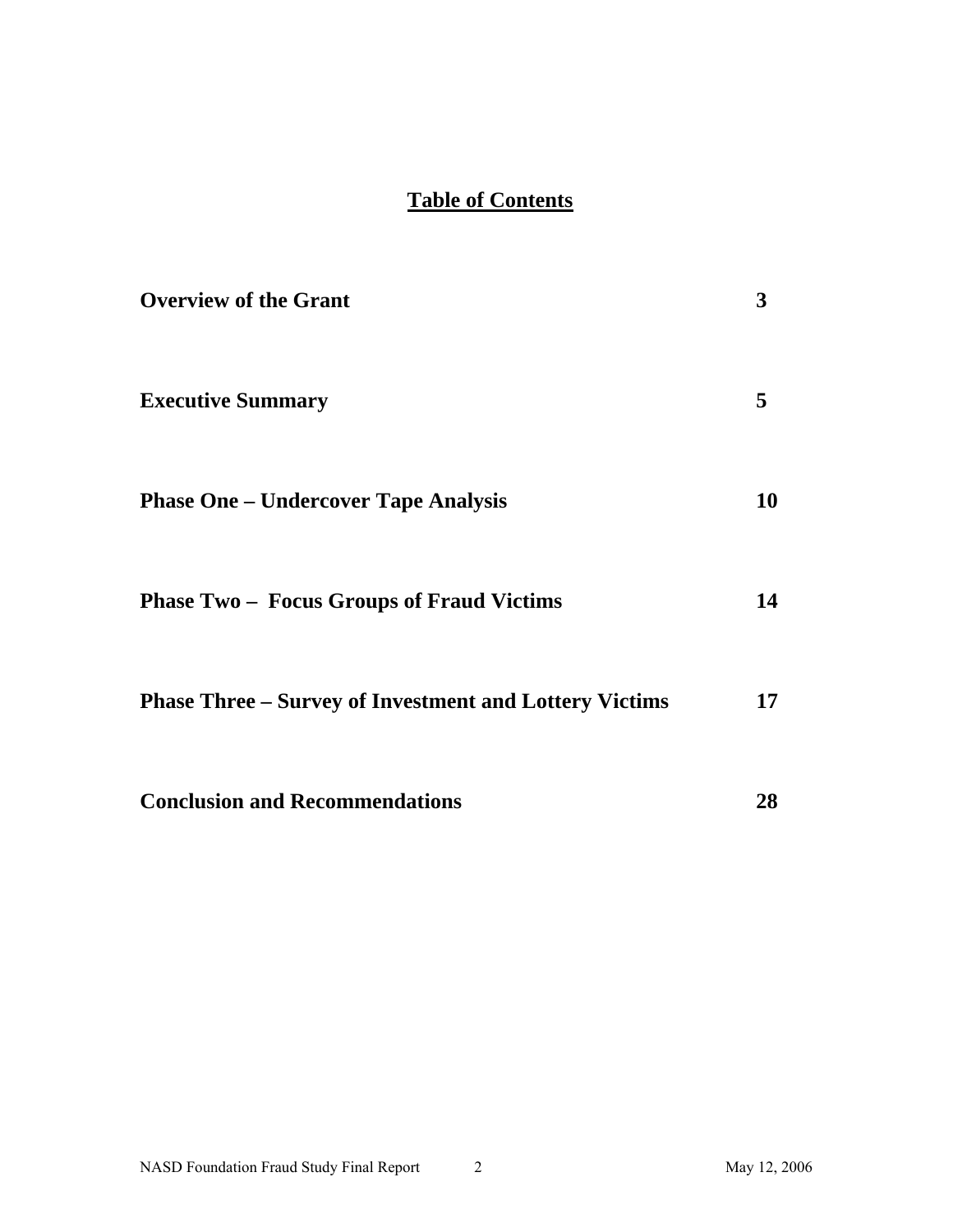## Table of Contents

| | |
|---|---|
| **Overview of the Grant** | **3** |
| **Executive Summary** | **5** |
| **Phase One – Undercover Tape Analysis** | **10** |
| **Phase Two – Focus Groups of Fraud Victims** | **14** |
| **Phase Three – Survey of Investment and Lottery Victims** | **17** |
| **Conclusion and Recommendations** | **28** |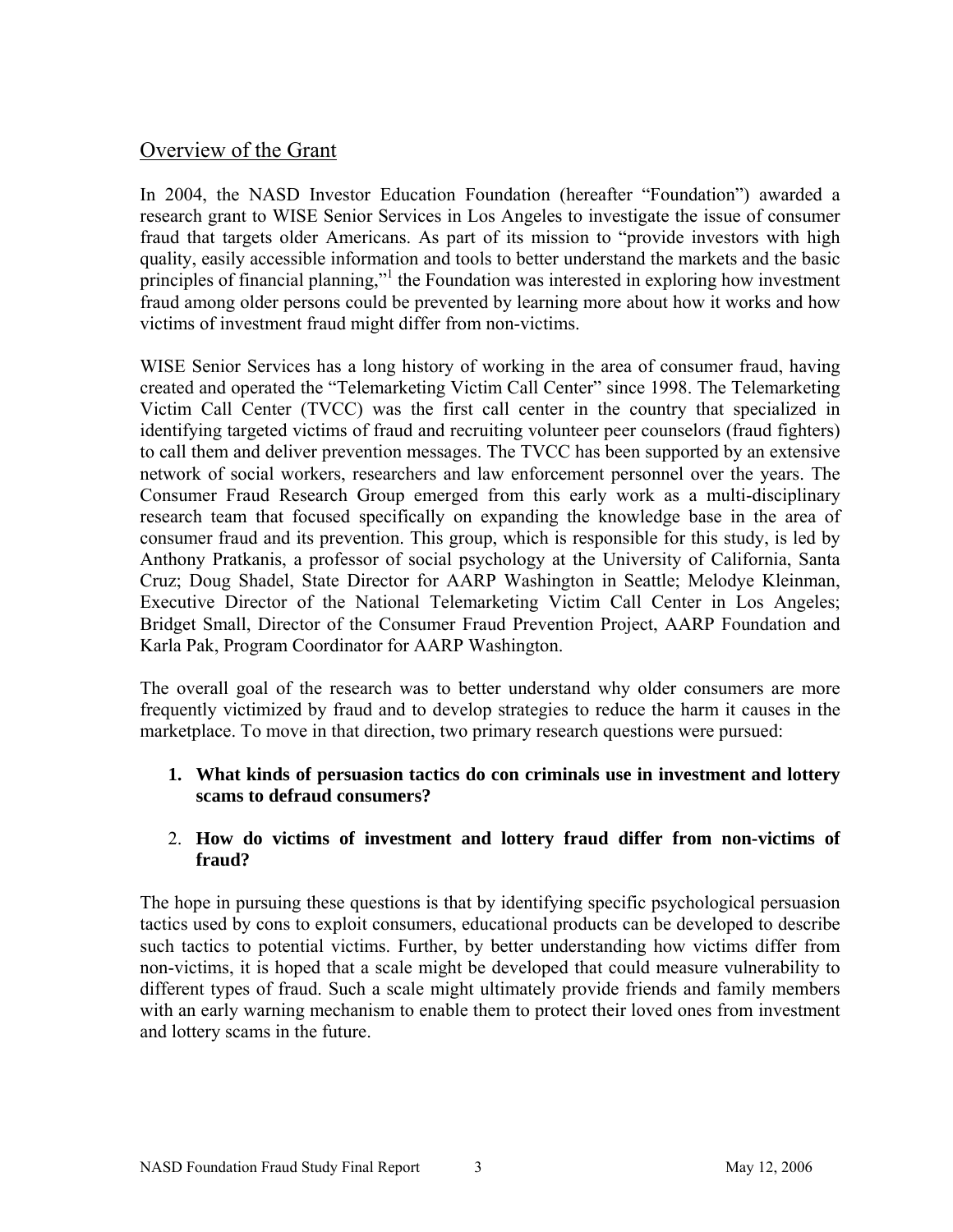## Overview of the Grant

In 2004, the NASD Investor Education Foundation (hereafter "Foundation") awarded a research grant to WISE Senior Services in Los Angeles to investigate the issue of consumer fraud that targets older Americans. As part of its mission to "provide investors with high quality, easily accessible information and tools to better understand the markets and the basic principles of financial planning,"[1] the Foundation was interested in exploring how investment fraud among older persons could be prevented by learning more about how it works and how victims of investment fraud might differ from non-victims.

WISE Senior Services has a long history of working in the area of consumer fraud, having created and operated the "Telemarketing Victim Call Center" since 1998. The Telemarketing Victim Call Center (TVCC) was the first call center in the country that specialized in identifying targeted victims of fraud and recruiting volunteer peer counselors (fraud fighters) to call them and deliver prevention messages. The TVCC has been supported by an extensive network of social workers, researchers and law enforcement personnel over the years. The Consumer Fraud Research Group emerged from this early work as a multi-disciplinary research team that focused specifically on expanding the knowledge base in the area of consumer fraud and its prevention. This group, which is responsible for this study, is led by Anthony Pratkanis, a professor of social psychology at the University of California, Santa Cruz; Doug Shadel, State Director for AARP Washington in Seattle; Melodye Kleinman, Executive Director of the National Telemarketing Victim Call Center in Los Angeles; Bridget Small, Director of the Consumer Fraud Prevention Project, AARP Foundation and Karla Pak, Program Coordinator for AARP Washington.

The overall goal of the research was to better understand why older consumers are more frequently victimized by fraud and to develop strategies to reduce the harm it causes in the marketplace. To move in that direction, two primary research questions were pursued:

1. **What kinds of persuasion tactics do con criminals use in investment and lottery scams to defraud consumers?**
2. **How do victims of investment and lottery fraud differ from non-victims of fraud?**

The hope in pursuing these questions is that by identifying specific psychological persuasion tactics used by cons to exploit consumers, educational products can be developed to describe such tactics to potential victims. Further, by better understanding how victims differ from non-victims, it is hoped that a scale might be developed that could measure vulnerability to different types of fraud. Such a scale might ultimately provide friends and family members with an early warning mechanism to enable them to protect their loved ones from investment and lottery scams in the future.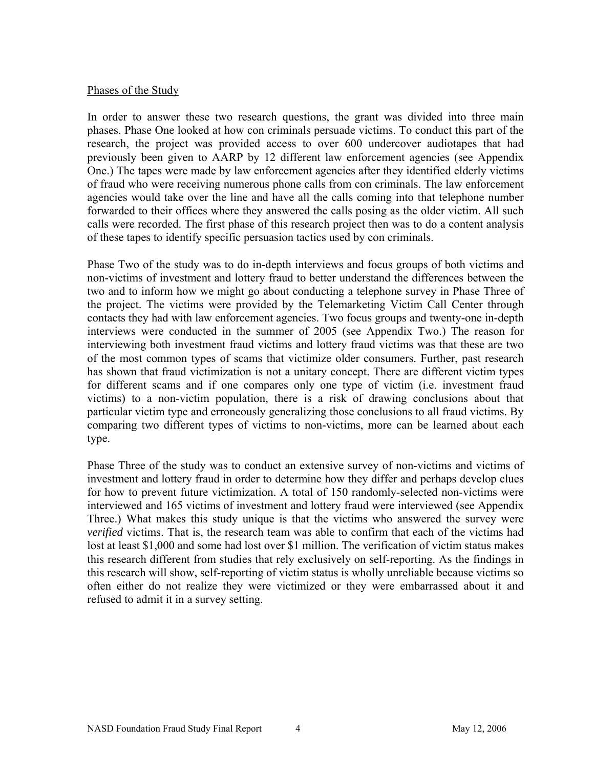Phases of the Study

In order to answer these two research questions, the grant was divided into three main phases. Phase One looked at how con criminals persuade victims. To conduct this part of the research, the project was provided access to over 600 undercover audiotapes that had previously been given to AARP by 12 different law enforcement agencies (see Appendix One.) The tapes were made by law enforcement agencies after they identified elderly victims of fraud who were receiving numerous phone calls from con criminals. The law enforcement agencies would take over the line and have all the calls coming into that telephone number forwarded to their offices where they answered the calls posing as the older victim. All such calls were recorded. The first phase of this research project then was to do a content analysis of these tapes to identify specific persuasion tactics used by con criminals.

Phase Two of the study was to do in-depth interviews and focus groups of both victims and non-victims of investment and lottery fraud to better understand the differences between the two and to inform how we might go about conducting a telephone survey in Phase Three of the project. The victims were provided by the Telemarketing Victim Call Center through contacts they had with law enforcement agencies. Two focus groups and twenty-one in-depth interviews were conducted in the summer of 2005 (see Appendix Two.) The reason for interviewing both investment fraud victims and lottery fraud victims was that these are two of the most common types of scams that victimize older consumers. Further, past research has shown that fraud victimization is not a unitary concept. There are different victim types for different scams and if one compares only one type of victim (i.e. investment fraud victims) to a non-victim population, there is a risk of drawing conclusions about that particular victim type and erroneously generalizing those conclusions to all fraud victims. By comparing two different types of victims to non-victims, more can be learned about each type.

Phase Three of the study was to conduct an extensive survey of non-victims and victims of investment and lottery fraud in order to determine how they differ and perhaps develop clues for how to prevent future victimization. A total of 150 randomly-selected non-victims were interviewed and 165 victims of investment and lottery fraud were interviewed (see Appendix Three.) What makes this study unique is that the victims who answered the survey were *verified* victims. That is, the research team was able to confirm that each of the victims had lost at least $1,000 and some had lost over $1 million. The verification of victim status makes this research different from studies that rely exclusively on self-reporting. As the findings in this research will show, self-reporting of victim status is wholly unreliable because victims so often either do not realize they were victimized or they were embarrassed about it and refused to admit it in a survey setting.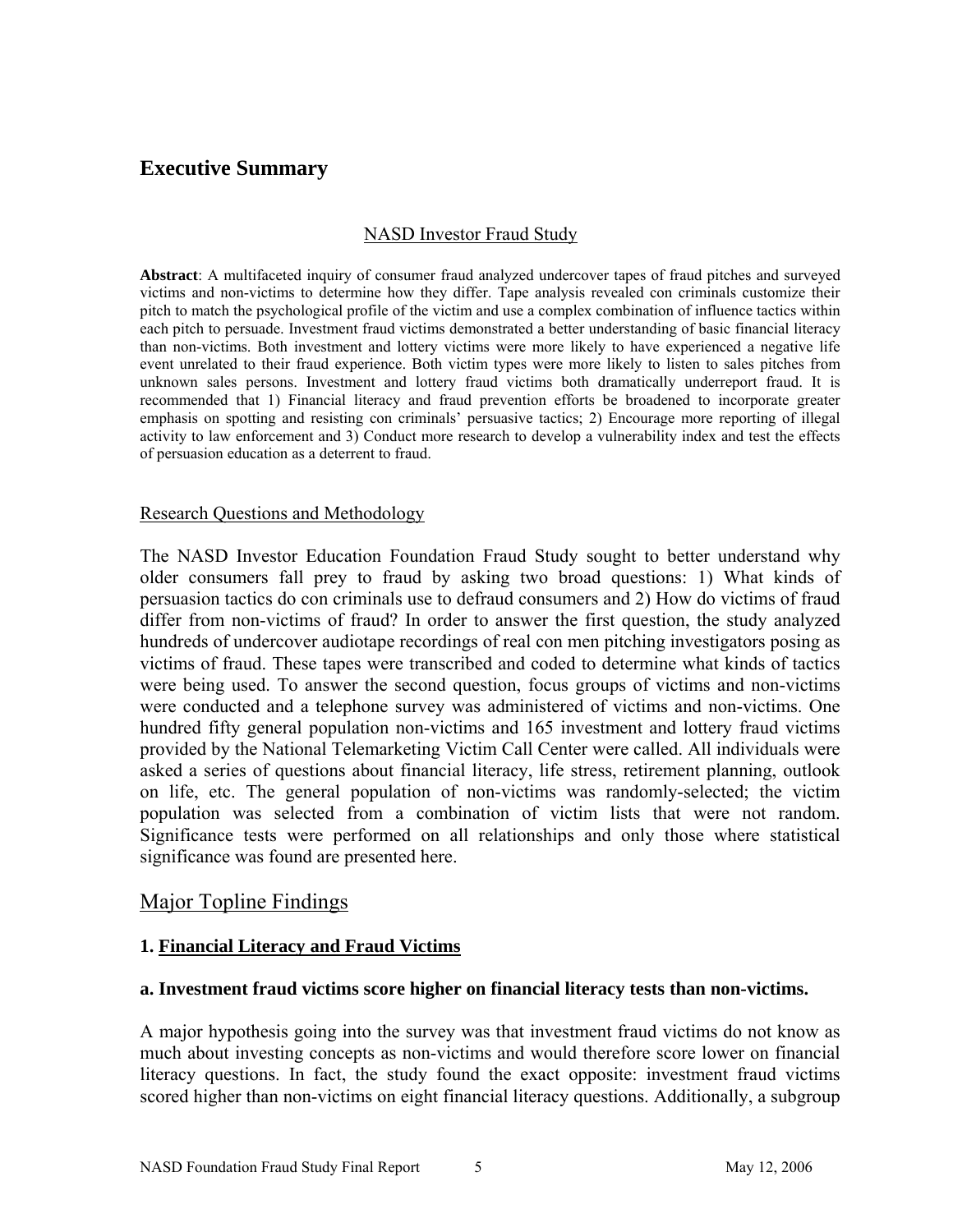# Executive Summary

## NASD Investor Fraud Study

**Abstract**: A multifaceted inquiry of consumer fraud analyzed undercover tapes of fraud pitches and surveyed victims and non-victims to determine how they differ. Tape analysis revealed con criminals customize their pitch to match the psychological profile of the victim and use a complex combination of influence tactics within each pitch to persuade. Investment fraud victims demonstrated a better understanding of basic financial literacy than non-victims. Both investment and lottery victims were more likely to have experienced a negative life event unrelated to their fraud experience. Both victim types were more likely to listen to sales pitches from unknown sales persons. Investment and lottery fraud victims both dramatically underreport fraud. It is recommended that 1) Financial literacy and fraud prevention efforts be broadened to incorporate greater emphasis on spotting and resisting con criminals' persuasive tactics; 2) Encourage more reporting of illegal activity to law enforcement and 3) Conduct more research to develop a vulnerability index and test the effects of persuasion education as a deterrent to fraud.

### Research Questions and Methodology

The NASD Investor Education Foundation Fraud Study sought to better understand why older consumers fall prey to fraud by asking two broad questions: 1) What kinds of persuasion tactics do con criminals use to defraud consumers and 2) How do victims of fraud differ from non-victims of fraud? In order to answer the first question, the study analyzed hundreds of undercover audiotape recordings of real con men pitching investigators posing as victims of fraud. These tapes were transcribed and coded to determine what kinds of tactics were being used. To answer the second question, focus groups of victims and non-victims were conducted and a telephone survey was administered of victims and non-victims. One hundred fifty general population non-victims and 165 investment and lottery fraud victims provided by the National Telemarketing Victim Call Center were called. All individuals were asked a series of questions about financial literacy, life stress, retirement planning, outlook on life, etc. The general population of non-victims was randomly-selected; the victim population was selected from a combination of victim lists that were not random. Significance tests were performed on all relationships and only those where statistical significance was found are presented here.

## Major Topline Findings

### 1. Financial Literacy and Fraud Victims

#### a. Investment fraud victims score higher on financial literacy tests than non-victims.

A major hypothesis going into the survey was that investment fraud victims do not know as much about investing concepts as non-victims and would therefore score lower on financial literacy questions. In fact, the study found the exact opposite: investment fraud victims scored higher than non-victims on eight financial literacy questions. Additionally, a subgroup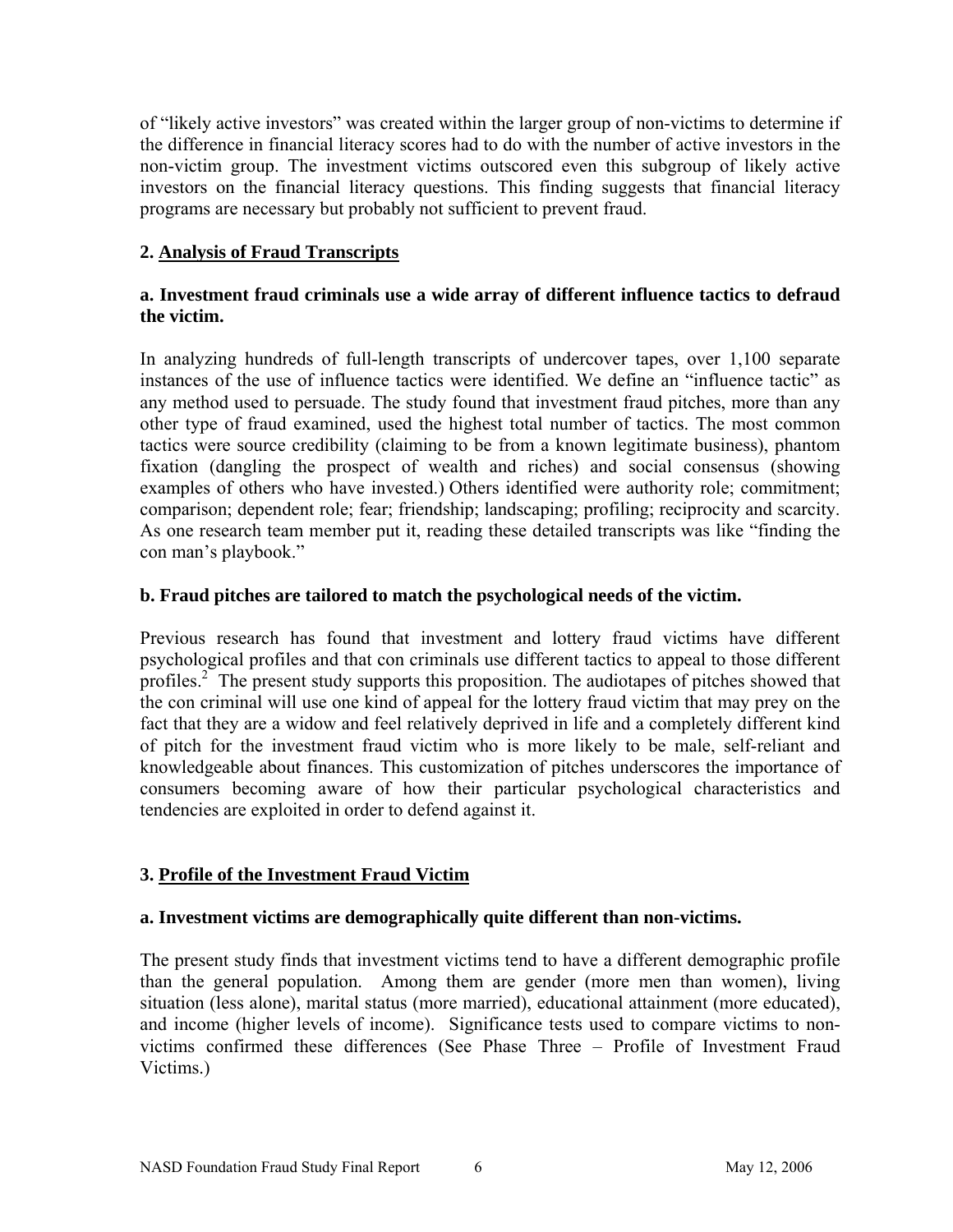of "likely active investors" was created within the larger group of non-victims to determine if the difference in financial literacy scores had to do with the number of active investors in the non-victim group. The investment victims outscored even this subgroup of likely active investors on the financial literacy questions. This finding suggests that financial literacy programs are necessary but probably not sufficient to prevent fraud.

### 2. Analysis of Fraud Transcripts

#### a. Investment fraud criminals use a wide array of different influence tactics to defraud the victim.

In analyzing hundreds of full-length transcripts of undercover tapes, over 1,100 separate instances of the use of influence tactics were identified. We define an "influence tactic" as any method used to persuade. The study found that investment fraud pitches, more than any other type of fraud examined, used the highest total number of tactics. The most common tactics were source credibility (claiming to be from a known legitimate business), phantom fixation (dangling the prospect of wealth and riches) and social consensus (showing examples of others who have invested.) Others identified were authority role; commitment; comparison; dependent role; fear; friendship; landscaping; profiling; reciprocity and scarcity. As one research team member put it, reading these detailed transcripts was like "finding the con man's playbook."

#### b. Fraud pitches are tailored to match the psychological needs of the victim.

Previous research has found that investment and lottery fraud victims have different psychological profiles and that con criminals use different tactics to appeal to those different profiles.[2] The present study supports this proposition. The audiotapes of pitches showed that the con criminal will use one kind of appeal for the lottery fraud victim that may prey on the fact that they are a widow and feel relatively deprived in life and a completely different kind of pitch for the investment fraud victim who is more likely to be male, self-reliant and knowledgeable about finances. This customization of pitches underscores the importance of consumers becoming aware of how their particular psychological characteristics and tendencies are exploited in order to defend against it.

### 3. Profile of the Investment Fraud Victim

#### a. Investment victims are demographically quite different than non-victims.

The present study finds that investment victims tend to have a different demographic profile than the general population. Among them are gender (more men than women), living situation (less alone), marital status (more married), educational attainment (more educated), and income (higher levels of income). Significance tests used to compare victims to non-victims confirmed these differences (See Phase Three – Profile of Investment Fraud Victims.)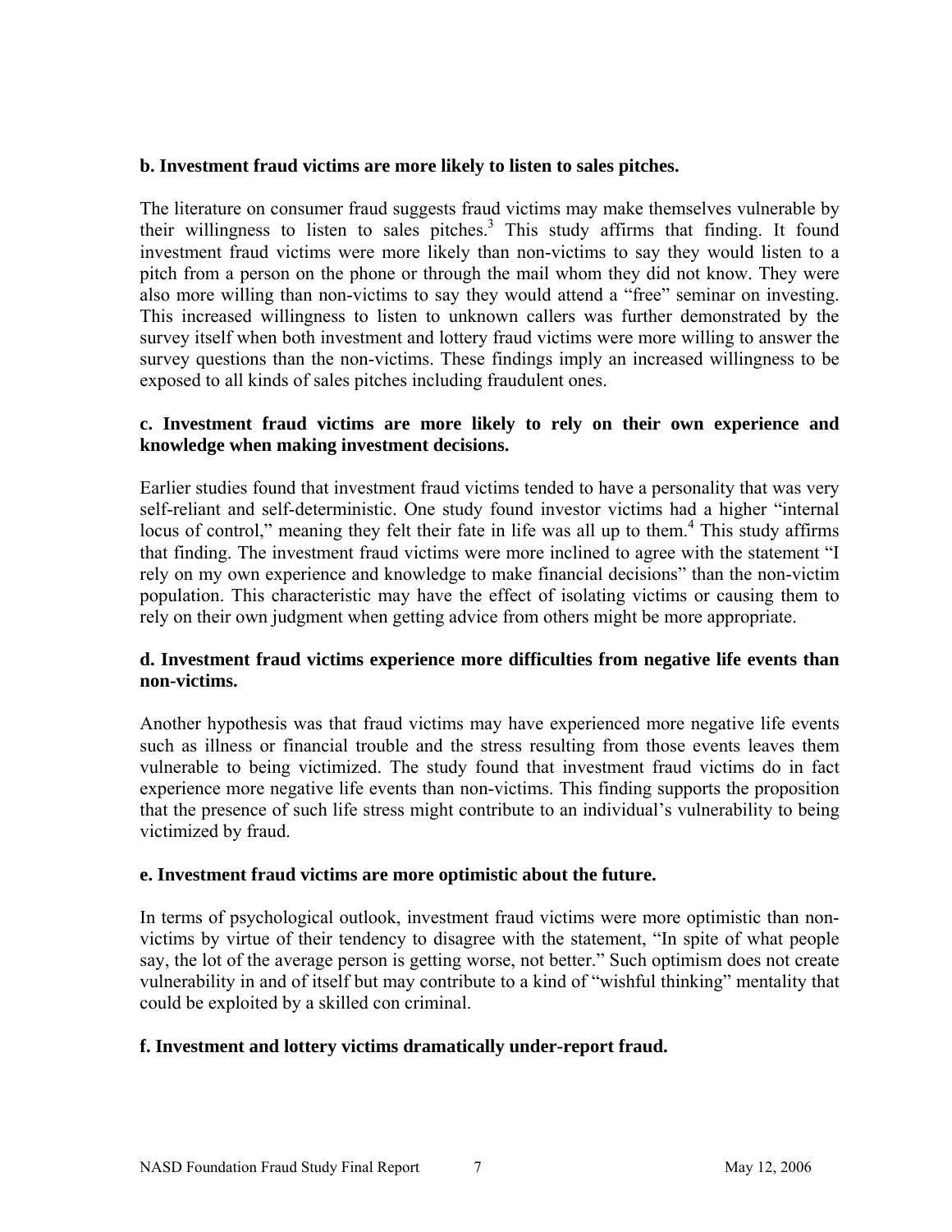**b. Investment fraud victims are more likely to listen to sales pitches.**

The literature on consumer fraud suggests fraud victims may make themselves vulnerable by their willingness to listen to sales pitches.[3] This study affirms that finding. It found investment fraud victims were more likely than non-victims to say they would listen to a pitch from a person on the phone or through the mail whom they did not know. They were also more willing than non-victims to say they would attend a "free" seminar on investing. This increased willingness to listen to unknown callers was further demonstrated by the survey itself when both investment and lottery fraud victims were more willing to answer the survey questions than the non-victims. These findings imply an increased willingness to be exposed to all kinds of sales pitches including fraudulent ones.

**c. Investment fraud victims are more likely to rely on their own experience and knowledge when making investment decisions.**

Earlier studies found that investment fraud victims tended to have a personality that was very self-reliant and self-deterministic. One study found investor victims had a higher "internal locus of control," meaning they felt their fate in life was all up to them.[4] This study affirms that finding. The investment fraud victims were more inclined to agree with the statement "I rely on my own experience and knowledge to make financial decisions" than the non-victim population. This characteristic may have the effect of isolating victims or causing them to rely on their own judgment when getting advice from others might be more appropriate.

**d. Investment fraud victims experience more difficulties from negative life events than non-victims.**

Another hypothesis was that fraud victims may have experienced more negative life events such as illness or financial trouble and the stress resulting from those events leaves them vulnerable to being victimized. The study found that investment fraud victims do in fact experience more negative life events than non-victims. This finding supports the proposition that the presence of such life stress might contribute to an individual's vulnerability to being victimized by fraud.

**e. Investment fraud victims are more optimistic about the future.**

In terms of psychological outlook, investment fraud victims were more optimistic than non-victims by virtue of their tendency to disagree with the statement, "In spite of what people say, the lot of the average person is getting worse, not better." Such optimism does not create vulnerability in and of itself but may contribute to a kind of "wishful thinking" mentality that could be exploited by a skilled con criminal.

**f. Investment and lottery victims dramatically under-report fraud.**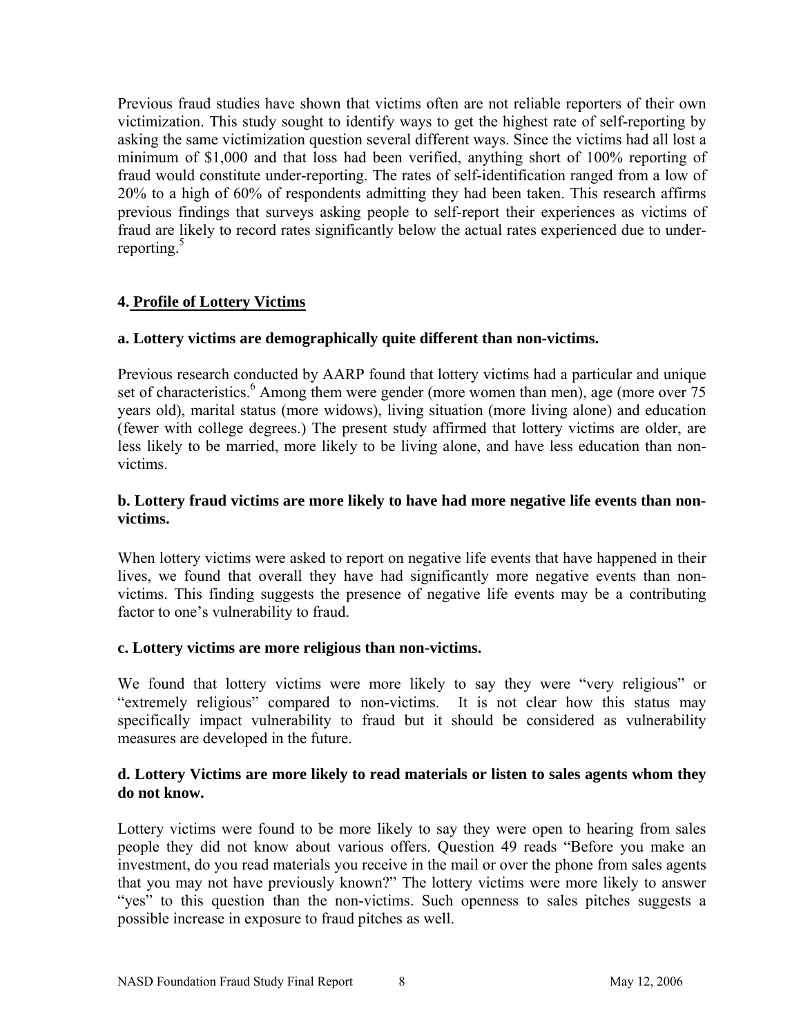Previous fraud studies have shown that victims often are not reliable reporters of their own victimization. This study sought to identify ways to get the highest rate of self-reporting by asking the same victimization question several different ways. Since the victims had all lost a minimum of $1,000 and that loss had been verified, anything short of 100% reporting of fraud would constitute under-reporting. The rates of self-identification ranged from a low of 20% to a high of 60% of respondents admitting they had been taken. This research affirms previous findings that surveys asking people to self-report their experiences as victims of fraud are likely to record rates significantly below the actual rates experienced due to under-reporting.[5]

## 4. Profile of Lottery Victims

### a. Lottery victims are demographically quite different than non-victims.

Previous research conducted by AARP found that lottery victims had a particular and unique set of characteristics.[6] Among them were gender (more women than men), age (more over 75 years old), marital status (more widows), living situation (more living alone) and education (fewer with college degrees.) The present study affirmed that lottery victims are older, are less likely to be married, more likely to be living alone, and have less education than non-victims.

### b. Lottery fraud victims are more likely to have had more negative life events than non-victims.

When lottery victims were asked to report on negative life events that have happened in their lives, we found that overall they have had significantly more negative events than non-victims. This finding suggests the presence of negative life events may be a contributing factor to one's vulnerability to fraud.

### c. Lottery victims are more religious than non-victims.

We found that lottery victims were more likely to say they were "very religious" or "extremely religious" compared to non-victims. It is not clear how this status may specifically impact vulnerability to fraud but it should be considered as vulnerability measures are developed in the future.

### d. Lottery Victims are more likely to read materials or listen to sales agents whom they do not know.

Lottery victims were found to be more likely to say they were open to hearing from sales people they did not know about various offers. Question 49 reads "Before you make an investment, do you read materials you receive in the mail or over the phone from sales agents that you may not have previously known?" The lottery victims were more likely to answer "yes" to this question than the non-victims. Such openness to sales pitches suggests a possible increase in exposure to fraud pitches as well.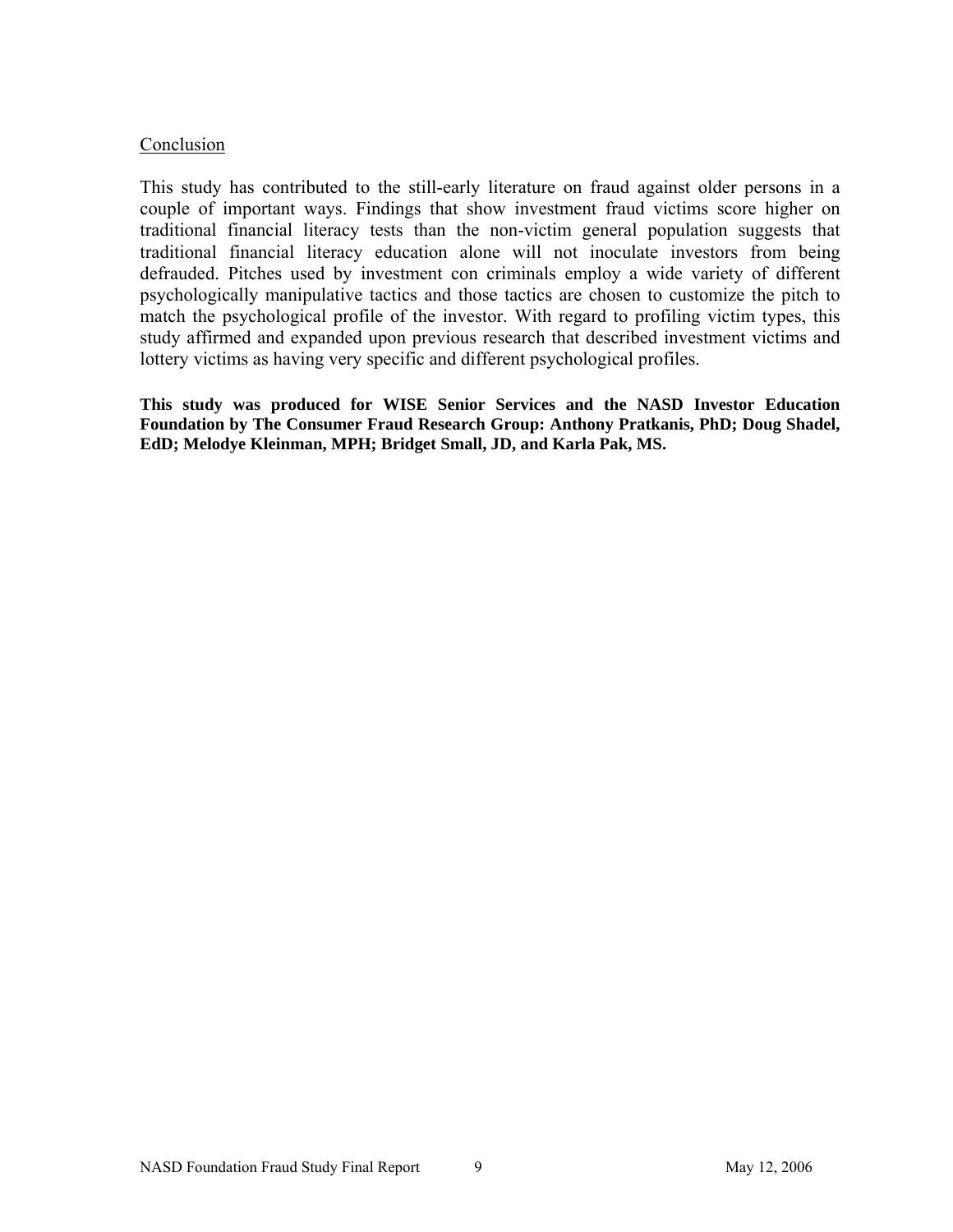## Conclusion

This study has contributed to the still-early literature on fraud against older persons in a couple of important ways. Findings that show investment fraud victims score higher on traditional financial literacy tests than the non-victim general population suggests that traditional financial literacy education alone will not inoculate investors from being defrauded. Pitches used by investment con criminals employ a wide variety of different psychologically manipulative tactics and those tactics are chosen to customize the pitch to match the psychological profile of the investor. With regard to profiling victim types, this study affirmed and expanded upon previous research that described investment victims and lottery victims as having very specific and different psychological profiles.

**This study was produced for WISE Senior Services and the NASD Investor Education Foundation by The Consumer Fraud Research Group: Anthony Pratkanis, PhD; Doug Shadel, EdD; Melodye Kleinman, MPH; Bridget Small, JD, and Karla Pak, MS.**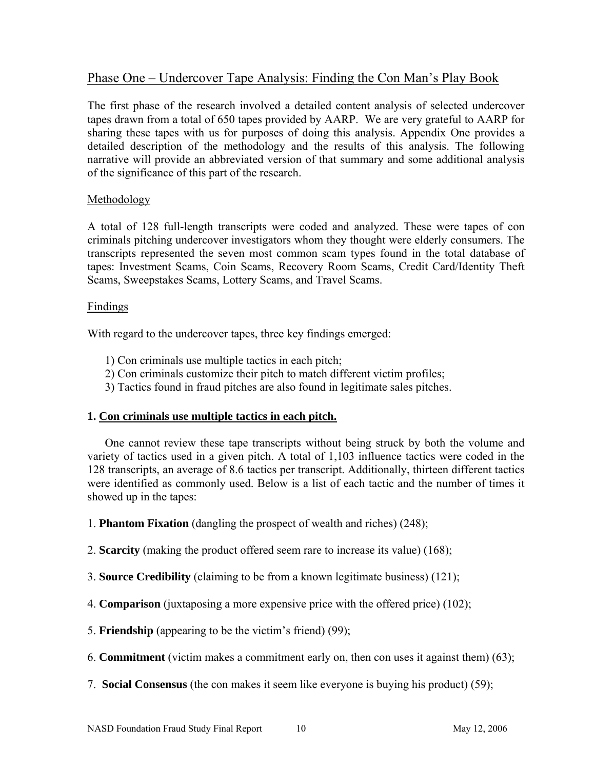## Phase One – Undercover Tape Analysis: Finding the Con Man's Play Book

The first phase of the research involved a detailed content analysis of selected undercover tapes drawn from a total of 650 tapes provided by AARP. We are very grateful to AARP for sharing these tapes with us for purposes of doing this analysis. Appendix One provides a detailed description of the methodology and the results of this analysis. The following narrative will provide an abbreviated version of that summary and some additional analysis of the significance of this part of the research.

### Methodology

A total of 128 full-length transcripts were coded and analyzed. These were tapes of con criminals pitching undercover investigators whom they thought were elderly consumers. The transcripts represented the seven most common scam types found in the total database of tapes: Investment Scams, Coin Scams, Recovery Room Scams, Credit Card/Identity Theft Scams, Sweepstakes Scams, Lottery Scams, and Travel Scams.

### Findings

With regard to the undercover tapes, three key findings emerged:

1) Con criminals use multiple tactics in each pitch;
2) Con criminals customize their pitch to match different victim profiles;
3) Tactics found in fraud pitches are also found in legitimate sales pitches.

### 1. Con criminals use multiple tactics in each pitch.

One cannot review these tape transcripts without being struck by both the volume and variety of tactics used in a given pitch. A total of 1,103 influence tactics were coded in the 128 transcripts, an average of 8.6 tactics per transcript. Additionally, thirteen different tactics were identified as commonly used. Below is a list of each tactic and the number of times it showed up in the tapes:

1. **Phantom Fixation** (dangling the prospect of wealth and riches) (248);

2. **Scarcity** (making the product offered seem rare to increase its value) (168);

3. **Source Credibility** (claiming to be from a known legitimate business) (121);

4. **Comparison** (juxtaposing a more expensive price with the offered price) (102);

5. **Friendship** (appearing to be the victim's friend) (99);

6. **Commitment** (victim makes a commitment early on, then con uses it against them) (63);

7. **Social Consensus** (the con makes it seem like everyone is buying his product) (59);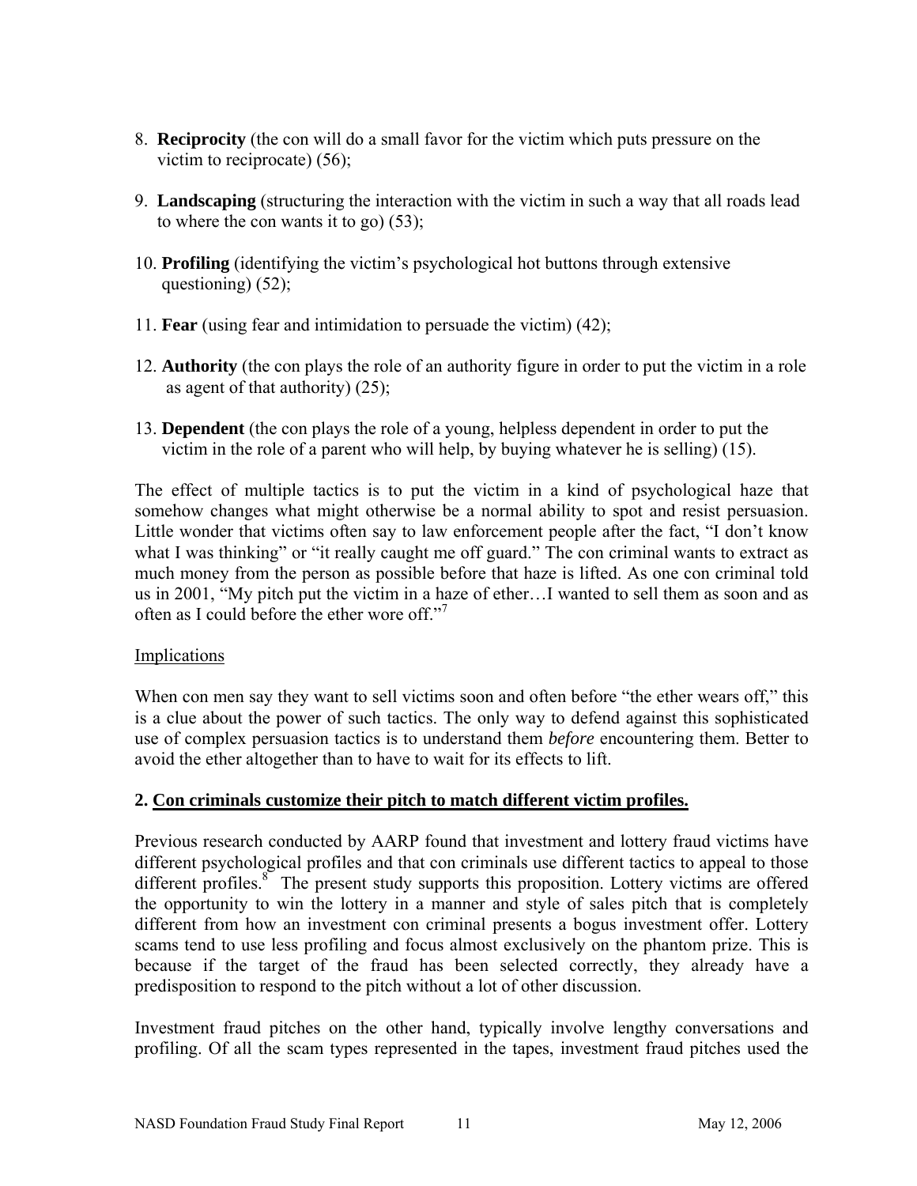8. **Reciprocity** (the con will do a small favor for the victim which puts pressure on the victim to reciprocate) (56);

9. **Landscaping** (structuring the interaction with the victim in such a way that all roads lead to where the con wants it to go) (53);

10. **Profiling** (identifying the victim's psychological hot buttons through extensive questioning) (52);

11. **Fear** (using fear and intimidation to persuade the victim) (42);

12. **Authority** (the con plays the role of an authority figure in order to put the victim in a role as agent of that authority) (25);

13. **Dependent** (the con plays the role of a young, helpless dependent in order to put the victim in the role of a parent who will help, by buying whatever he is selling) (15).

The effect of multiple tactics is to put the victim in a kind of psychological haze that somehow changes what might otherwise be a normal ability to spot and resist persuasion. Little wonder that victims often say to law enforcement people after the fact, "I don't know what I was thinking" or "it really caught me off guard." The con criminal wants to extract as much money from the person as possible before that haze is lifted. As one con criminal told us in 2001, "My pitch put the victim in a haze of ether…I wanted to sell them as soon and as often as I could before the ether wore off."[7]

Implications

When con men say they want to sell victims soon and often before "the ether wears off," this is a clue about the power of such tactics. The only way to defend against this sophisticated use of complex persuasion tactics is to understand them *before* encountering them. Better to avoid the ether altogether than to have to wait for its effects to lift.

**2. Con criminals customize their pitch to match different victim profiles.**

Previous research conducted by AARP found that investment and lottery fraud victims have different psychological profiles and that con criminals use different tactics to appeal to those different profiles.[8] The present study supports this proposition. Lottery victims are offered the opportunity to win the lottery in a manner and style of sales pitch that is completely different from how an investment con criminal presents a bogus investment offer. Lottery scams tend to use less profiling and focus almost exclusively on the phantom prize. This is because if the target of the fraud has been selected correctly, they already have a predisposition to respond to the pitch without a lot of other discussion.

Investment fraud pitches on the other hand, typically involve lengthy conversations and profiling. Of all the scam types represented in the tapes, investment fraud pitches used the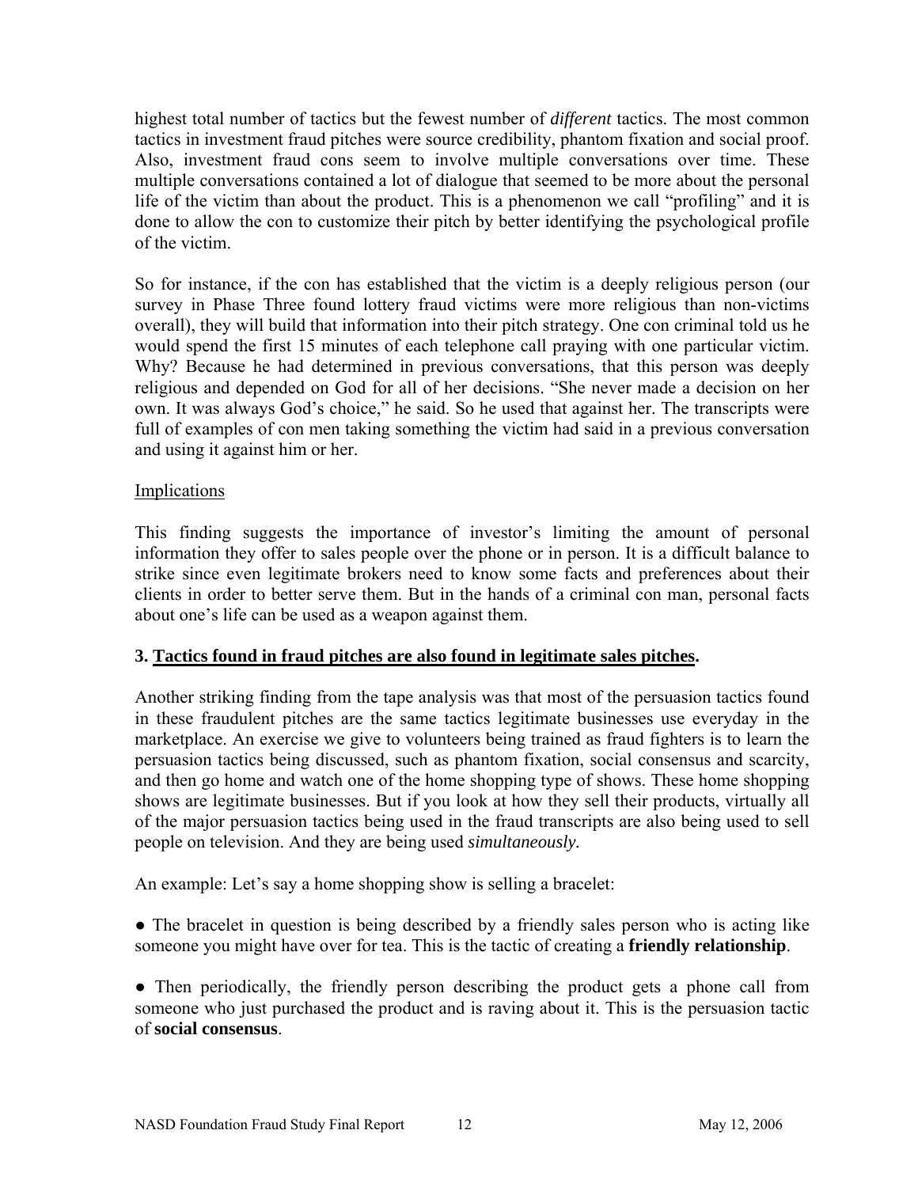highest total number of tactics but the fewest number of *different* tactics. The most common tactics in investment fraud pitches were source credibility, phantom fixation and social proof. Also, investment fraud cons seem to involve multiple conversations over time. These multiple conversations contained a lot of dialogue that seemed to be more about the personal life of the victim than about the product. This is a phenomenon we call "profiling" and it is done to allow the con to customize their pitch by better identifying the psychological profile of the victim.

So for instance, if the con has established that the victim is a deeply religious person (our survey in Phase Three found lottery fraud victims were more religious than non-victims overall), they will build that information into their pitch strategy. One con criminal told us he would spend the first 15 minutes of each telephone call praying with one particular victim. Why? Because he had determined in previous conversations, that this person was deeply religious and depended on God for all of her decisions. "She never made a decision on her own. It was always God's choice," he said. So he used that against her. The transcripts were full of examples of con men taking something the victim had said in a previous conversation and using it against him or her.

<u>Implications</u>

This finding suggests the importance of investor's limiting the amount of personal information they offer to sales people over the phone or in person. It is a difficult balance to strike since even legitimate brokers need to know some facts and preferences about their clients in order to better serve them. But in the hands of a criminal con man, personal facts about one's life can be used as a weapon against them.

### 3. <u>Tactics found in fraud pitches are also found in legitimate sales pitches</u>.

Another striking finding from the tape analysis was that most of the persuasion tactics found in these fraudulent pitches are the same tactics legitimate businesses use everyday in the marketplace. An exercise we give to volunteers being trained as fraud fighters is to learn the persuasion tactics being discussed, such as phantom fixation, social consensus and scarcity, and then go home and watch one of the home shopping type of shows. These home shopping shows are legitimate businesses. But if you look at how they sell their products, virtually all of the major persuasion tactics being used in the fraud transcripts are also being used to sell people on television. And they are being used *simultaneously.*

An example: Let's say a home shopping show is selling a bracelet:

● The bracelet in question is being described by a friendly sales person who is acting like someone you might have over for tea. This is the tactic of creating a **friendly relationship**.

● Then periodically, the friendly person describing the product gets a phone call from someone who just purchased the product and is raving about it. This is the persuasion tactic of **social consensus**.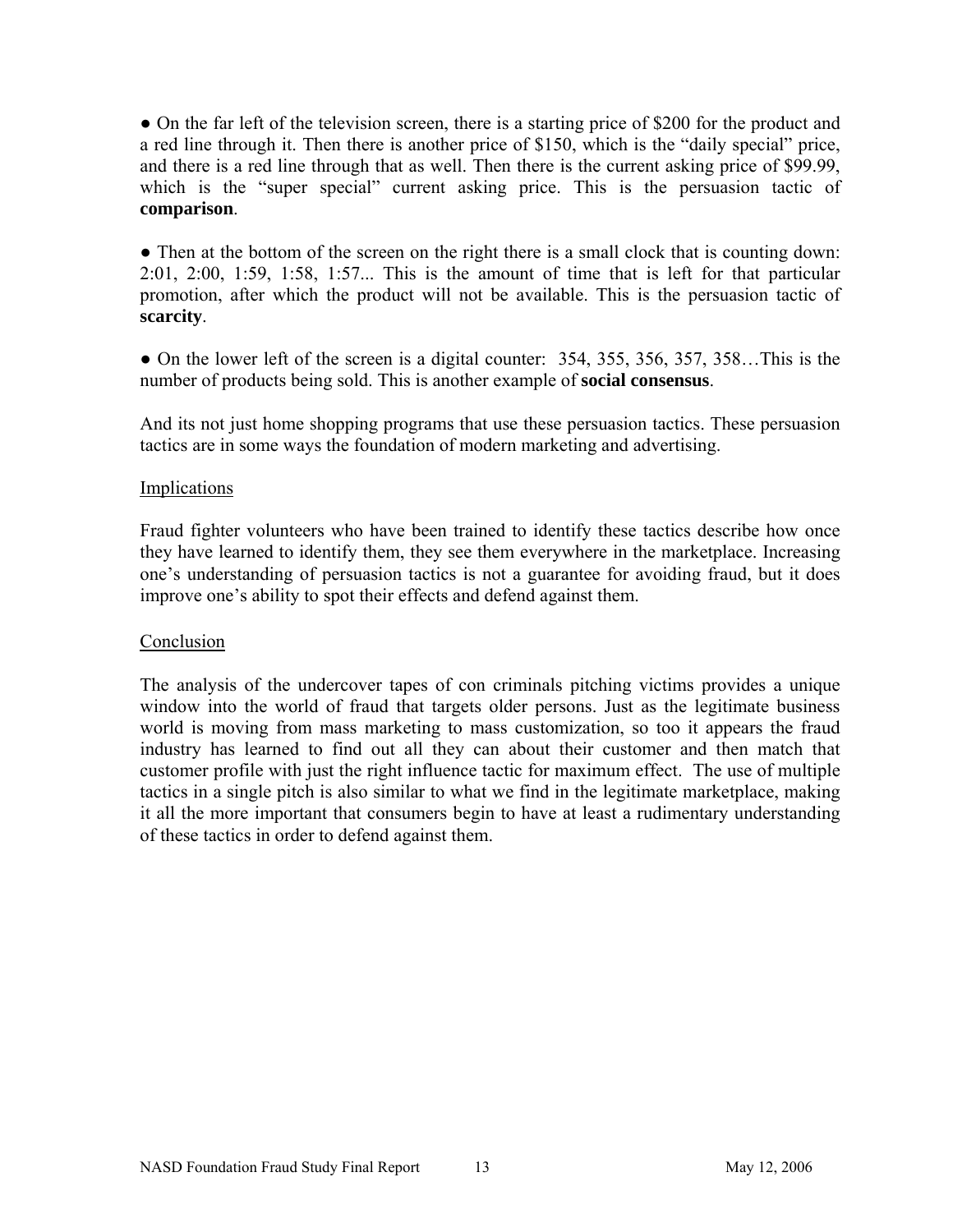● On the far left of the television screen, there is a starting price of $200 for the product and a red line through it. Then there is another price of $150, which is the "daily special" price, and there is a red line through that as well. Then there is the current asking price of $99.99, which is the "super special" current asking price. This is the persuasion tactic of **comparison**.

● Then at the bottom of the screen on the right there is a small clock that is counting down: 2:01, 2:00, 1:59, 1:58, 1:57... This is the amount of time that is left for that particular promotion, after which the product will not be available. This is the persuasion tactic of **scarcity**.

● On the lower left of the screen is a digital counter: 354, 355, 356, 357, 358…This is the number of products being sold. This is another example of **social consensus**.

And its not just home shopping programs that use these persuasion tactics. These persuasion tactics are in some ways the foundation of modern marketing and advertising.

## Implications

Fraud fighter volunteers who have been trained to identify these tactics describe how once they have learned to identify them, they see them everywhere in the marketplace. Increasing one's understanding of persuasion tactics is not a guarantee for avoiding fraud, but it does improve one's ability to spot their effects and defend against them.

## Conclusion

The analysis of the undercover tapes of con criminals pitching victims provides a unique window into the world of fraud that targets older persons. Just as the legitimate business world is moving from mass marketing to mass customization, so too it appears the fraud industry has learned to find out all they can about their customer and then match that customer profile with just the right influence tactic for maximum effect. The use of multiple tactics in a single pitch is also similar to what we find in the legitimate marketplace, making it all the more important that consumers begin to have at least a rudimentary understanding of these tactics in order to defend against them.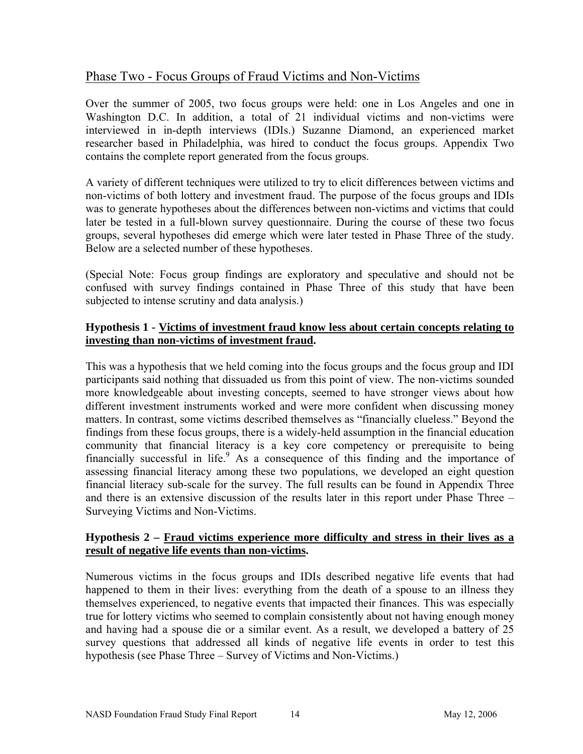## Phase Two - Focus Groups of Fraud Victims and Non-Victims

Over the summer of 2005, two focus groups were held: one in Los Angeles and one in Washington D.C. In addition, a total of 21 individual victims and non-victims were interviewed in in-depth interviews (IDIs.) Suzanne Diamond, an experienced market researcher based in Philadelphia, was hired to conduct the focus groups. Appendix Two contains the complete report generated from the focus groups.

A variety of different techniques were utilized to try to elicit differences between victims and non-victims of both lottery and investment fraud. The purpose of the focus groups and IDIs was to generate hypotheses about the differences between non-victims and victims that could later be tested in a full-blown survey questionnaire. During the course of these two focus groups, several hypotheses did emerge which were later tested in Phase Three of the study. Below are a selected number of these hypotheses.

(Special Note: Focus group findings are exploratory and speculative and should not be confused with survey findings contained in Phase Three of this study that have been subjected to intense scrutiny and data analysis.)

**Hypothesis 1 - Victims of investment fraud know less about certain concepts relating to investing than non-victims of investment fraud.**

This was a hypothesis that we held coming into the focus groups and the focus group and IDI participants said nothing that dissuaded us from this point of view. The non-victims sounded more knowledgeable about investing concepts, seemed to have stronger views about how different investment instruments worked and were more confident when discussing money matters. In contrast, some victims described themselves as "financially clueless." Beyond the findings from these focus groups, there is a widely-held assumption in the financial education community that financial literacy is a key core competency or prerequisite to being financially successful in life.[9] As a consequence of this finding and the importance of assessing financial literacy among these two populations, we developed an eight question financial literacy sub-scale for the survey. The full results can be found in Appendix Three and there is an extensive discussion of the results later in this report under Phase Three – Surveying Victims and Non-Victims.

**Hypothesis 2 – Fraud victims experience more difficulty and stress in their lives as a result of negative life events than non-victims.**

Numerous victims in the focus groups and IDIs described negative life events that had happened to them in their lives: everything from the death of a spouse to an illness they themselves experienced, to negative events that impacted their finances. This was especially true for lottery victims who seemed to complain consistently about not having enough money and having had a spouse die or a similar event. As a result, we developed a battery of 25 survey questions that addressed all kinds of negative life events in order to test this hypothesis (see Phase Three – Survey of Victims and Non-Victims.)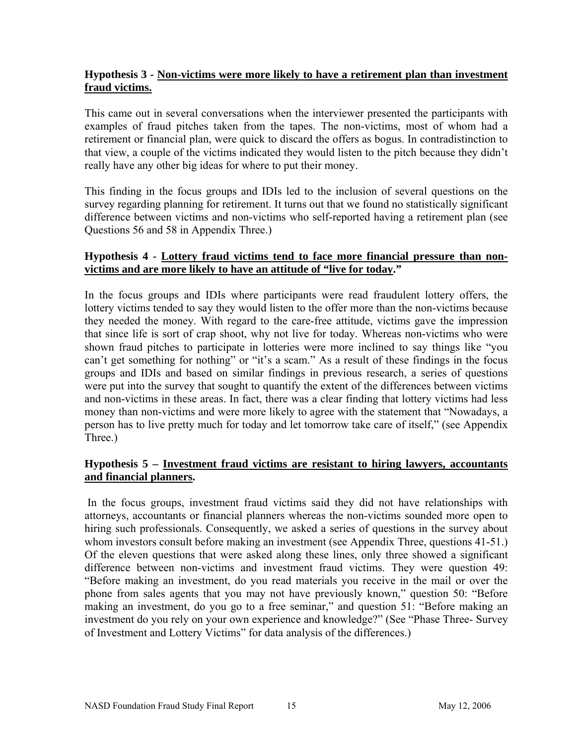**Hypothesis 3 - Non-victims were more likely to have a retirement plan than investment fraud victims.**

This came out in several conversations when the interviewer presented the participants with examples of fraud pitches taken from the tapes. The non-victims, most of whom had a retirement or financial plan, were quick to discard the offers as bogus. In contradistinction to that view, a couple of the victims indicated they would listen to the pitch because they didn't really have any other big ideas for where to put their money.

This finding in the focus groups and IDIs led to the inclusion of several questions on the survey regarding planning for retirement. It turns out that we found no statistically significant difference between victims and non-victims who self-reported having a retirement plan (see Questions 56 and 58 in Appendix Three.)

**Hypothesis 4 - Lottery fraud victims tend to face more financial pressure than non-victims and are more likely to have an attitude of "live for today."**

In the focus groups and IDIs where participants were read fraudulent lottery offers, the lottery victims tended to say they would listen to the offer more than the non-victims because they needed the money. With regard to the care-free attitude, victims gave the impression that since life is sort of crap shoot, why not live for today. Whereas non-victims who were shown fraud pitches to participate in lotteries were more inclined to say things like "you can't get something for nothing" or "it's a scam." As a result of these findings in the focus groups and IDIs and based on similar findings in previous research, a series of questions were put into the survey that sought to quantify the extent of the differences between victims and non-victims in these areas. In fact, there was a clear finding that lottery victims had less money than non-victims and were more likely to agree with the statement that "Nowadays, a person has to live pretty much for today and let tomorrow take care of itself," (see Appendix Three.)

**Hypothesis 5 – Investment fraud victims are resistant to hiring lawyers, accountants and financial planners.**

In the focus groups, investment fraud victims said they did not have relationships with attorneys, accountants or financial planners whereas the non-victims sounded more open to hiring such professionals. Consequently, we asked a series of questions in the survey about whom investors consult before making an investment (see Appendix Three, questions 41-51.) Of the eleven questions that were asked along these lines, only three showed a significant difference between non-victims and investment fraud victims. They were question 49: "Before making an investment, do you read materials you receive in the mail or over the phone from sales agents that you may not have previously known," question 50: "Before making an investment, do you go to a free seminar," and question 51: "Before making an investment do you rely on your own experience and knowledge?" (See "Phase Three- Survey of Investment and Lottery Victims" for data analysis of the differences.)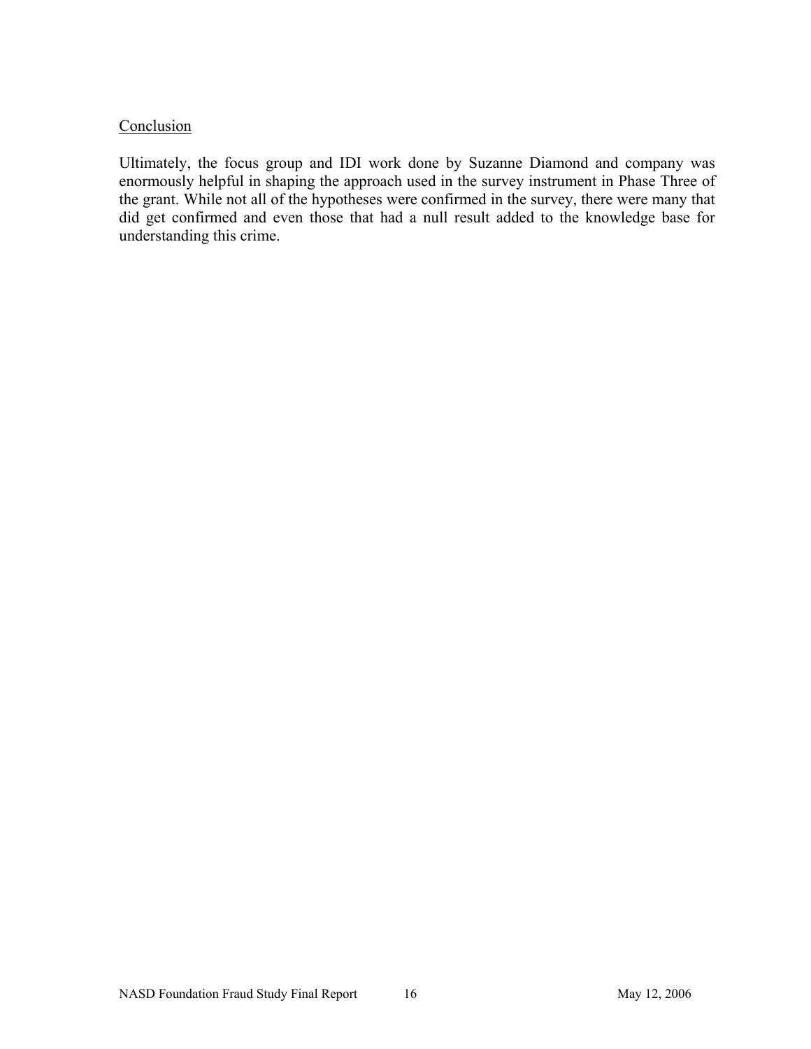Conclusion

Ultimately, the focus group and IDI work done by Suzanne Diamond and company was enormously helpful in shaping the approach used in the survey instrument in Phase Three of the grant. While not all of the hypotheses were confirmed in the survey, there were many that did get confirmed and even those that had a null result added to the knowledge base for understanding this crime.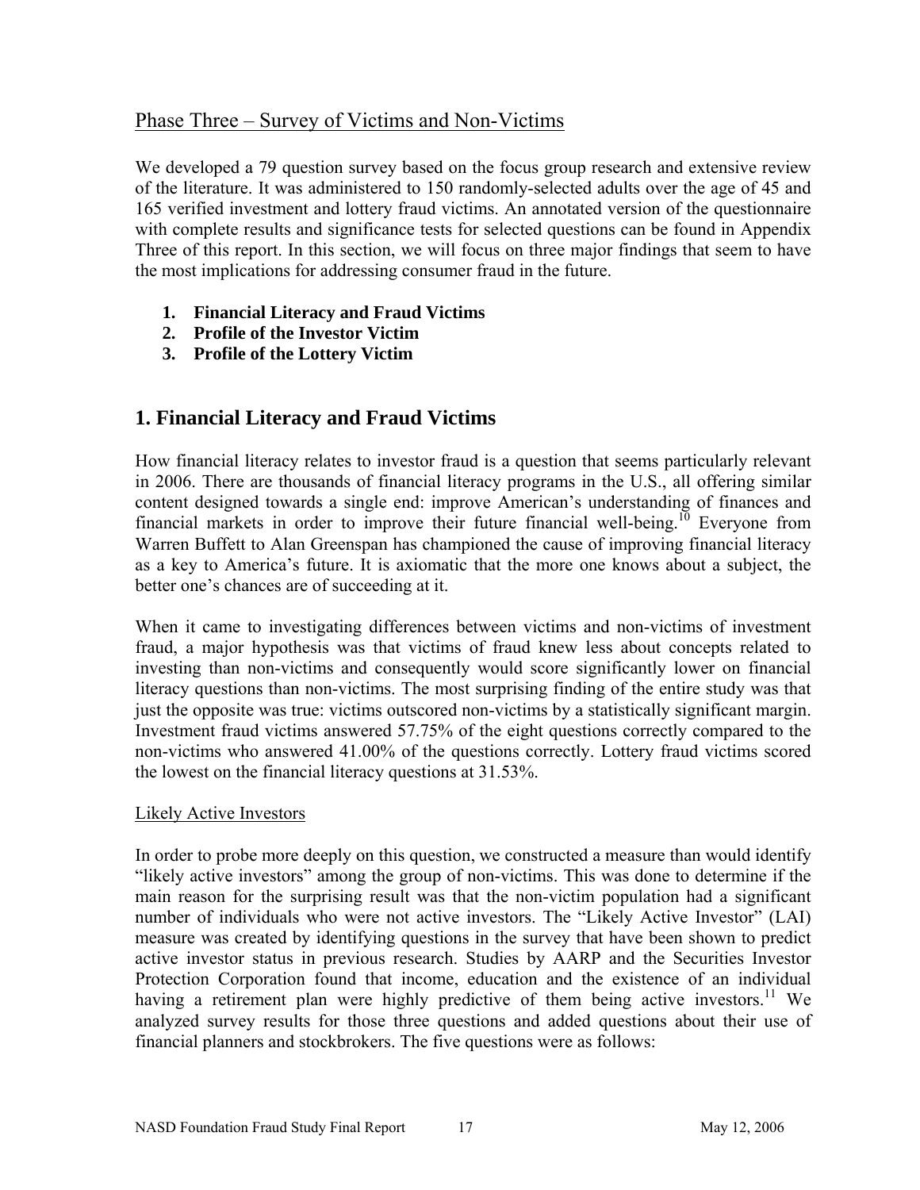## Phase Three – Survey of Victims and Non-Victims

We developed a 79 question survey based on the focus group research and extensive review of the literature. It was administered to 150 randomly-selected adults over the age of 45 and 165 verified investment and lottery fraud victims. An annotated version of the questionnaire with complete results and significance tests for selected questions can be found in Appendix Three of this report. In this section, we will focus on three major findings that seem to have the most implications for addressing consumer fraud in the future.

1. **Financial Literacy and Fraud Victims**
2. **Profile of the Investor Victim**
3. **Profile of the Lottery Victim**

## 1. Financial Literacy and Fraud Victims

How financial literacy relates to investor fraud is a question that seems particularly relevant in 2006. There are thousands of financial literacy programs in the U.S., all offering similar content designed towards a single end: improve American's understanding of finances and financial markets in order to improve their future financial well-being.[10] Everyone from Warren Buffett to Alan Greenspan has championed the cause of improving financial literacy as a key to America's future. It is axiomatic that the more one knows about a subject, the better one's chances are of succeeding at it.

When it came to investigating differences between victims and non-victims of investment fraud, a major hypothesis was that victims of fraud knew less about concepts related to investing than non-victims and consequently would score significantly lower on financial literacy questions than non-victims. The most surprising finding of the entire study was that just the opposite was true: victims outscored non-victims by a statistically significant margin. Investment fraud victims answered 57.75% of the eight questions correctly compared to the non-victims who answered 41.00% of the questions correctly. Lottery fraud victims scored the lowest on the financial literacy questions at 31.53%.

### Likely Active Investors

In order to probe more deeply on this question, we constructed a measure than would identify "likely active investors" among the group of non-victims. This was done to determine if the main reason for the surprising result was that the non-victim population had a significant number of individuals who were not active investors. The "Likely Active Investor" (LAI) measure was created by identifying questions in the survey that have been shown to predict active investor status in previous research. Studies by AARP and the Securities Investor Protection Corporation found that income, education and the existence of an individual having a retirement plan were highly predictive of them being active investors.[11] We analyzed survey results for those three questions and added questions about their use of financial planners and stockbrokers. The five questions were as follows: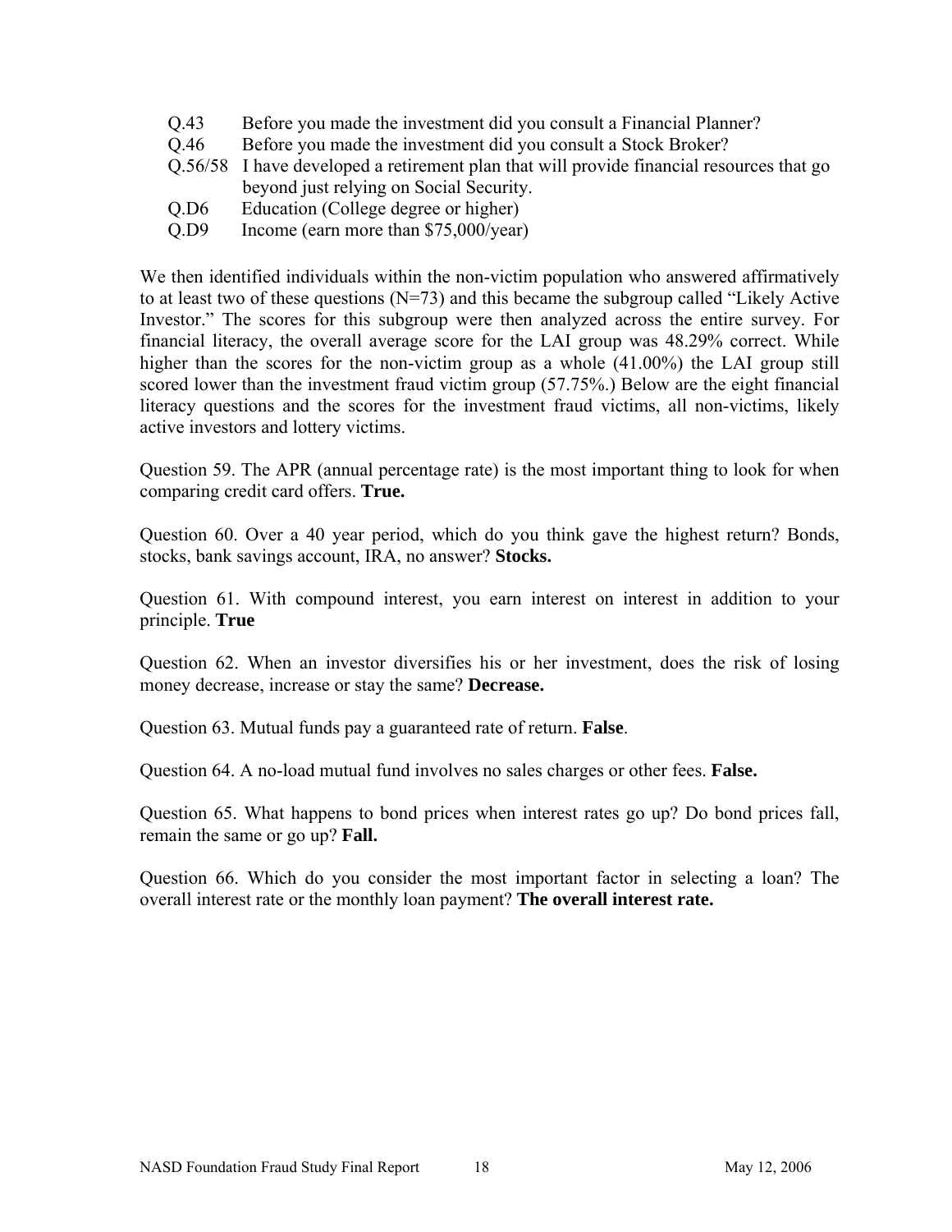Q.43 Before you made the investment did you consult a Financial Planner?
Q.46 Before you made the investment did you consult a Stock Broker?
Q.56/58 I have developed a retirement plan that will provide financial resources that go beyond just relying on Social Security.
Q.D6 Education (College degree or higher)
Q.D9 Income (earn more than $75,000/year)

We then identified individuals within the non-victim population who answered affirmatively to at least two of these questions (N=73) and this became the subgroup called "Likely Active Investor." The scores for this subgroup were then analyzed across the entire survey. For financial literacy, the overall average score for the LAI group was 48.29% correct. While higher than the scores for the non-victim group as a whole (41.00%) the LAI group still scored lower than the investment fraud victim group (57.75%.) Below are the eight financial literacy questions and the scores for the investment fraud victims, all non-victims, likely active investors and lottery victims.

Question 59. The APR (annual percentage rate) is the most important thing to look for when comparing credit card offers. **True.**

Question 60. Over a 40 year period, which do you think gave the highest return? Bonds, stocks, bank savings account, IRA, no answer? **Stocks.**

Question 61. With compound interest, you earn interest on interest in addition to your principle. **True**

Question 62. When an investor diversifies his or her investment, does the risk of losing money decrease, increase or stay the same? **Decrease.**

Question 63. Mutual funds pay a guaranteed rate of return. **False**.

Question 64. A no-load mutual fund involves no sales charges or other fees. **False.**

Question 65. What happens to bond prices when interest rates go up? Do bond prices fall, remain the same or go up? **Fall.**

Question 66. Which do you consider the most important factor in selecting a loan? The overall interest rate or the monthly loan payment? **The overall interest rate.**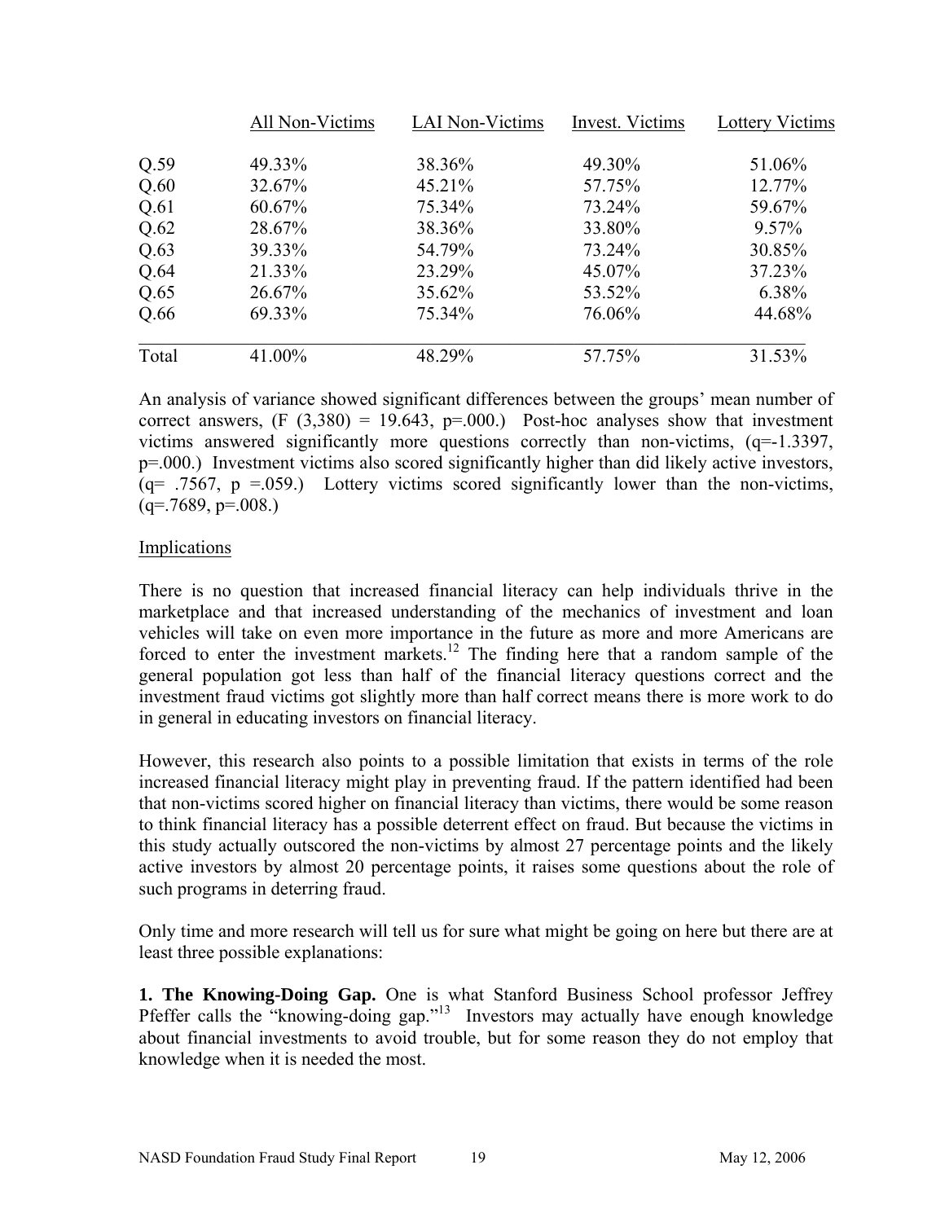| | All Non-Victims | LAI Non-Victims | Invest. Victims | Lottery Victims |
|---|---|---|---|---|
| Q.59 | 49.33% | 38.36% | 49.30% | 51.06% |
| Q.60 | 32.67% | 45.21% | 57.75% | 12.77% |
| Q.61 | 60.67% | 75.34% | 73.24% | 59.67% |
| Q.62 | 28.67% | 38.36% | 33.80% | 9.57% |
| Q.63 | 39.33% | 54.79% | 73.24% | 30.85% |
| Q.64 | 21.33% | 23.29% | 45.07% | 37.23% |
| Q.65 | 26.67% | 35.62% | 53.52% | 6.38% |
| Q.66 | 69.33% | 75.34% | 76.06% | 44.68% |
| Total | 41.00% | 48.29% | 57.75% | 31.53% |

An analysis of variance showed significant differences between the groups' mean number of correct answers, ($F$ (3,380) = 19.643, $p$=.000.) Post-hoc analyses show that investment victims answered significantly more questions correctly than non-victims, ($q$=-1.3397, $p$=.000.) Investment victims also scored significantly higher than did likely active investors, ($q$= .7567, $p$ =.059.) Lottery victims scored significantly lower than the non-victims, ($q$=.7689, $p$=.008.)

## Implications

There is no question that increased financial literacy can help individuals thrive in the marketplace and that increased understanding of the mechanics of investment and loan vehicles will take on even more importance in the future as more and more Americans are forced to enter the investment markets.[12] The finding here that a random sample of the general population got less than half of the financial literacy questions correct and the investment fraud victims got slightly more than half correct means there is more work to do in general in educating investors on financial literacy.

However, this research also points to a possible limitation that exists in terms of the role increased financial literacy might play in preventing fraud. If the pattern identified had been that non-victims scored higher on financial literacy than victims, there would be some reason to think financial literacy has a possible deterrent effect on fraud. But because the victims in this study actually outscored the non-victims by almost 27 percentage points and the likely active investors by almost 20 percentage points, it raises some questions about the role of such programs in deterring fraud.

Only time and more research will tell us for sure what might be going on here but there are at least three possible explanations:

**1. The Knowing-Doing Gap.** One is what Stanford Business School professor Jeffrey Pfeffer calls the "knowing-doing gap."[13] Investors may actually have enough knowledge about financial investments to avoid trouble, but for some reason they do not employ that knowledge when it is needed the most.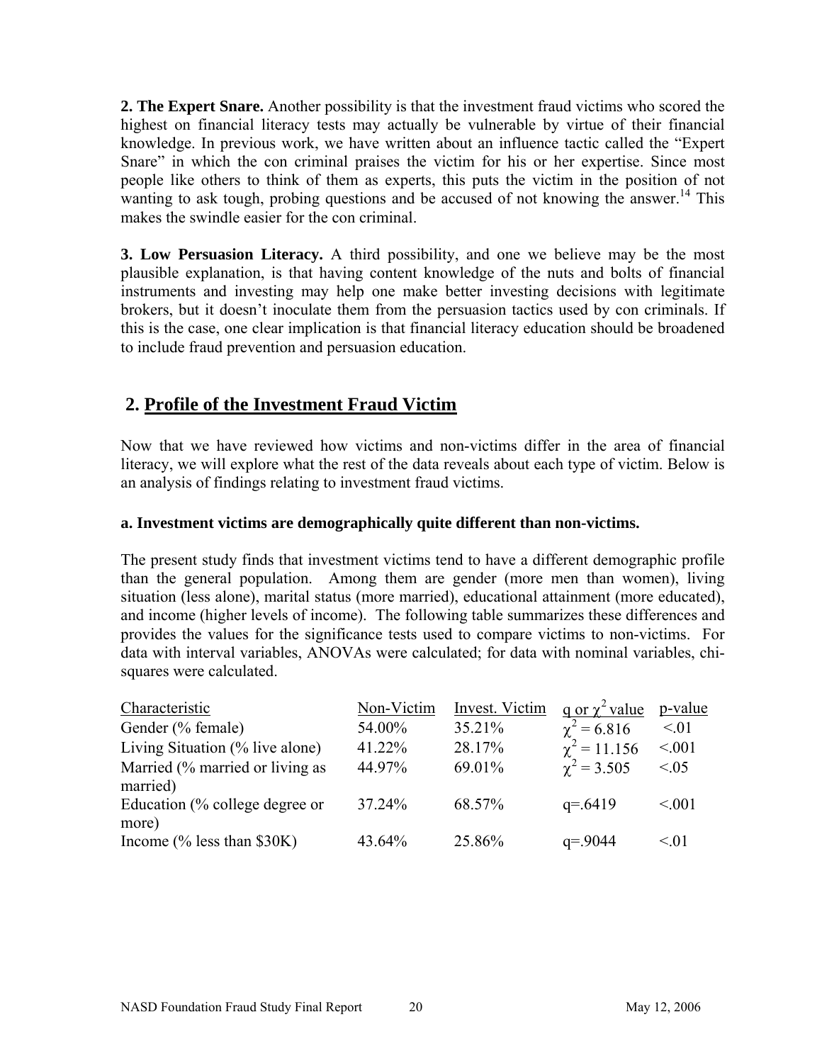**2. The Expert Snare.** Another possibility is that the investment fraud victims who scored the highest on financial literacy tests may actually be vulnerable by virtue of their financial knowledge. In previous work, we have written about an influence tactic called the "Expert Snare" in which the con criminal praises the victim for his or her expertise. Since most people like others to think of them as experts, this puts the victim in the position of not wanting to ask tough, probing questions and be accused of not knowing the answer.[14] This makes the swindle easier for the con criminal.

**3. Low Persuasion Literacy.** A third possibility, and one we believe may be the most plausible explanation, is that having content knowledge of the nuts and bolts of financial instruments and investing may help one make better investing decisions with legitimate brokers, but it doesn't inoculate them from the persuasion tactics used by con criminals. If this is the case, one clear implication is that financial literacy education should be broadened to include fraud prevention and persuasion education.

## 2. Profile of the Investment Fraud Victim

Now that we have reviewed how victims and non-victims differ in the area of financial literacy, we will explore what the rest of the data reveals about each type of victim. Below is an analysis of findings relating to investment fraud victims.

### a. Investment victims are demographically quite different than non-victims.

The present study finds that investment victims tend to have a different demographic profile than the general population. Among them are gender (more men than women), living situation (less alone), marital status (more married), educational attainment (more educated), and income (higher levels of income). The following table summarizes these differences and provides the values for the significance tests used to compare victims to non-victims. For data with interval variables, ANOVAs were calculated; for data with nominal variables, chi-squares were calculated.

| Characteristic | Non-Victim | Invest. Victim | q or $\chi^2$ value | p-value |
|---|---|---|---|---|
| Gender (% female) | 54.00% | 35.21% | $\chi^2 = 6.816$ | <.01 |
| Living Situation (% live alone) | 41.22% | 28.17% | $\chi^2 = 11.156$ | <.001 |
| Married (% married or living as married) | 44.97% | 69.01% | $\chi^2 = 3.505$ | <.05 |
| Education (% college degree or more) | 37.24% | 68.57% | q=.6419 | <.001 |
| Income (% less than $30K) | 43.64% | 25.86% | q=.9044 | <.01 |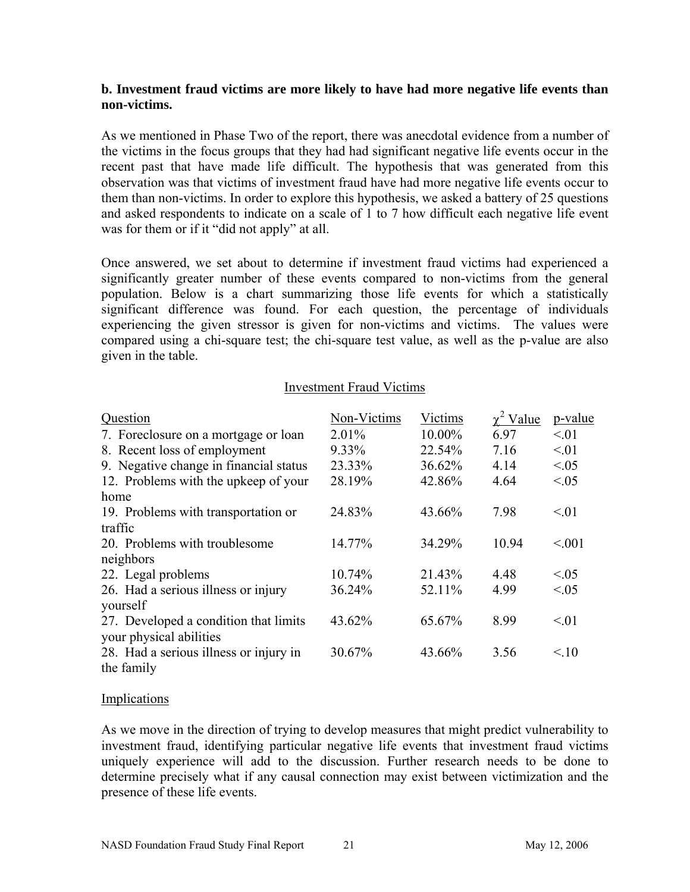**b. Investment fraud victims are more likely to have had more negative life events than non-victims.**

As we mentioned in Phase Two of the report, there was anecdotal evidence from a number of the victims in the focus groups that they had had significant negative life events occur in the recent past that have made life difficult. The hypothesis that was generated from this observation was that victims of investment fraud have had more negative life events occur to them than non-victims. In order to explore this hypothesis, we asked a battery of 25 questions and asked respondents to indicate on a scale of 1 to 7 how difficult each negative life event was for them or if it "did not apply" at all.

Once answered, we set about to determine if investment fraud victims had experienced a significantly greater number of these events compared to non-victims from the general population. Below is a chart summarizing those life events for which a statistically significant difference was found. For each question, the percentage of individuals experiencing the given stressor is given for non-victims and victims. The values were compared using a chi-square test; the chi-square test value, as well as the p-value are also given in the table.

Investment Fraud Victims

| Question | Non-Victims | Victims | $\chi^2$ Value | p-value |
|---|---|---|---|---|
| 7. Foreclosure on a mortgage or loan | 2.01% | 10.00% | 6.97 | <.01 |
| 8. Recent loss of employment | 9.33% | 22.54% | 7.16 | <.01 |
| 9. Negative change in financial status | 23.33% | 36.62% | 4.14 | <.05 |
| 12. Problems with the upkeep of your home | 28.19% | 42.86% | 4.64 | <.05 |
| 19. Problems with transportation or traffic | 24.83% | 43.66% | 7.98 | <.01 |
| 20. Problems with troublesome neighbors | 14.77% | 34.29% | 10.94 | <.001 |
| 22. Legal problems | 10.74% | 21.43% | 4.48 | <.05 |
| 26. Had a serious illness or injury yourself | 36.24% | 52.11% | 4.99 | <.05 |
| 27. Developed a condition that limits your physical abilities | 43.62% | 65.67% | 8.99 | <.01 |
| 28. Had a serious illness or injury in the family | 30.67% | 43.66% | 3.56 | <.10 |

Implications

As we move in the direction of trying to develop measures that might predict vulnerability to investment fraud, identifying particular negative life events that investment fraud victims uniquely experience will add to the discussion. Further research needs to be done to determine precisely what if any causal connection may exist between victimization and the presence of these life events.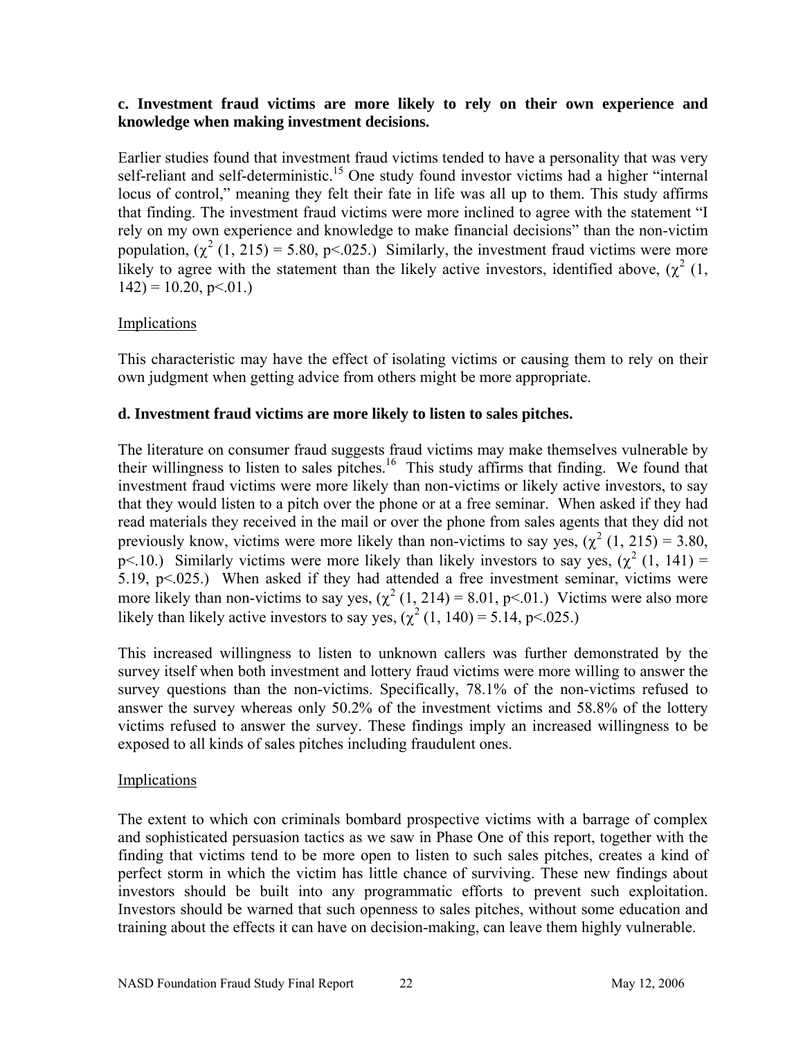**c. Investment fraud victims are more likely to rely on their own experience and knowledge when making investment decisions.**

Earlier studies found that investment fraud victims tended to have a personality that was very self-reliant and self-deterministic.[15] One study found investor victims had a higher "internal locus of control," meaning they felt their fate in life was all up to them. This study affirms that finding. The investment fraud victims were more inclined to agree with the statement "I rely on my own experience and knowledge to make financial decisions" than the non-victim population, ($\chi^2$ (1, 215) = 5.80, $p<.025$.) Similarly, the investment fraud victims were more likely to agree with the statement than the likely active investors, identified above, ($\chi^2$ (1, 142) = 10.20, $p<.01$.)

Implications

This characteristic may have the effect of isolating victims or causing them to rely on their own judgment when getting advice from others might be more appropriate.

**d. Investment fraud victims are more likely to listen to sales pitches.**

The literature on consumer fraud suggests fraud victims may make themselves vulnerable by their willingness to listen to sales pitches.[16] This study affirms that finding. We found that investment fraud victims were more likely than non-victims or likely active investors, to say that they would listen to a pitch over the phone or at a free seminar. When asked if they had read materials they received in the mail or over the phone from sales agents that they did not previously know, victims were more likely than non-victims to say yes, ($\chi^2$ (1, 215) = 3.80, $p<.10$.) Similarly victims were more likely than likely investors to say yes, ($\chi^2$ (1, 141) = 5.19, $p<.025$.) When asked if they had attended a free investment seminar, victims were more likely than non-victims to say yes, ($\chi^2$ (1, 214) = 8.01, $p<.01$.) Victims were also more likely than likely active investors to say yes, ($\chi^2$ (1, 140) = 5.14, $p<.025$.)

This increased willingness to listen to unknown callers was further demonstrated by the survey itself when both investment and lottery fraud victims were more willing to answer the survey questions than the non-victims. Specifically, 78.1% of the non-victims refused to answer the survey whereas only 50.2% of the investment victims and 58.8% of the lottery victims refused to answer the survey. These findings imply an increased willingness to be exposed to all kinds of sales pitches including fraudulent ones.

Implications

The extent to which con criminals bombard prospective victims with a barrage of complex and sophisticated persuasion tactics as we saw in Phase One of this report, together with the finding that victims tend to be more open to listen to such sales pitches, creates a kind of perfect storm in which the victim has little chance of surviving. These new findings about investors should be built into any programmatic efforts to prevent such exploitation. Investors should be warned that such openness to sales pitches, without some education and training about the effects it can have on decision-making, can leave them highly vulnerable.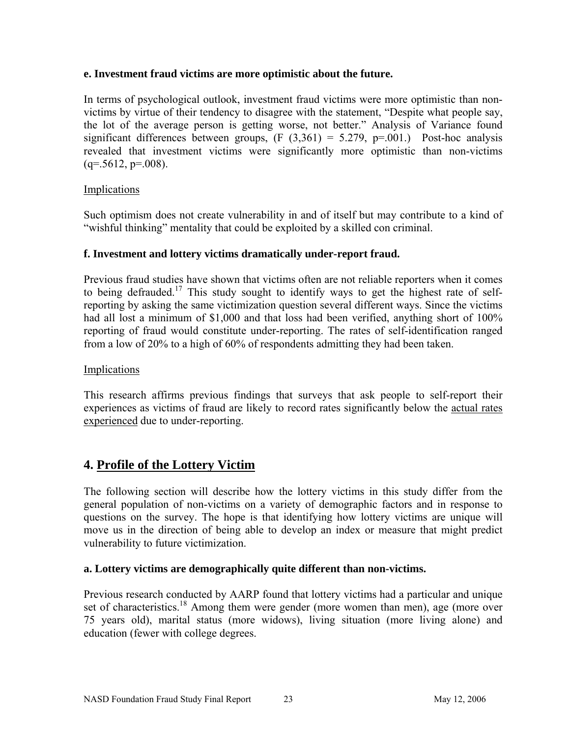**e. Investment fraud victims are more optimistic about the future.**

In terms of psychological outlook, investment fraud victims were more optimistic than non-victims by virtue of their tendency to disagree with the statement, "Despite what people say, the lot of the average person is getting worse, not better." Analysis of Variance found significant differences between groups, ($F(3,361) = 5.279$, $p=.001$.) Post-hoc analysis revealed that investment victims were significantly more optimistic than non-victims ($q=.5612$, $p=.008$).

Implications

Such optimism does not create vulnerability in and of itself but may contribute to a kind of "wishful thinking" mentality that could be exploited by a skilled con criminal.

**f. Investment and lottery victims dramatically under-report fraud.**

Previous fraud studies have shown that victims often are not reliable reporters when it comes to being defrauded.[17] This study sought to identify ways to get the highest rate of self-reporting by asking the same victimization question several different ways. Since the victims had all lost a minimum of $1,000 and that loss had been verified, anything short of 100% reporting of fraud would constitute under-reporting. The rates of self-identification ranged from a low of 20% to a high of 60% of respondents admitting they had been taken.

Implications

This research affirms previous findings that surveys that ask people to self-report their experiences as victims of fraud are likely to record rates significantly below the actual rates experienced due to under-reporting.

## 4. Profile of the Lottery Victim

The following section will describe how the lottery victims in this study differ from the general population of non-victims on a variety of demographic factors and in response to questions on the survey. The hope is that identifying how lottery victims are unique will move us in the direction of being able to develop an index or measure that might predict vulnerability to future victimization.

**a. Lottery victims are demographically quite different than non-victims.**

Previous research conducted by AARP found that lottery victims had a particular and unique set of characteristics.[18] Among them were gender (more women than men), age (more over 75 years old), marital status (more widows), living situation (more living alone) and education (fewer with college degrees.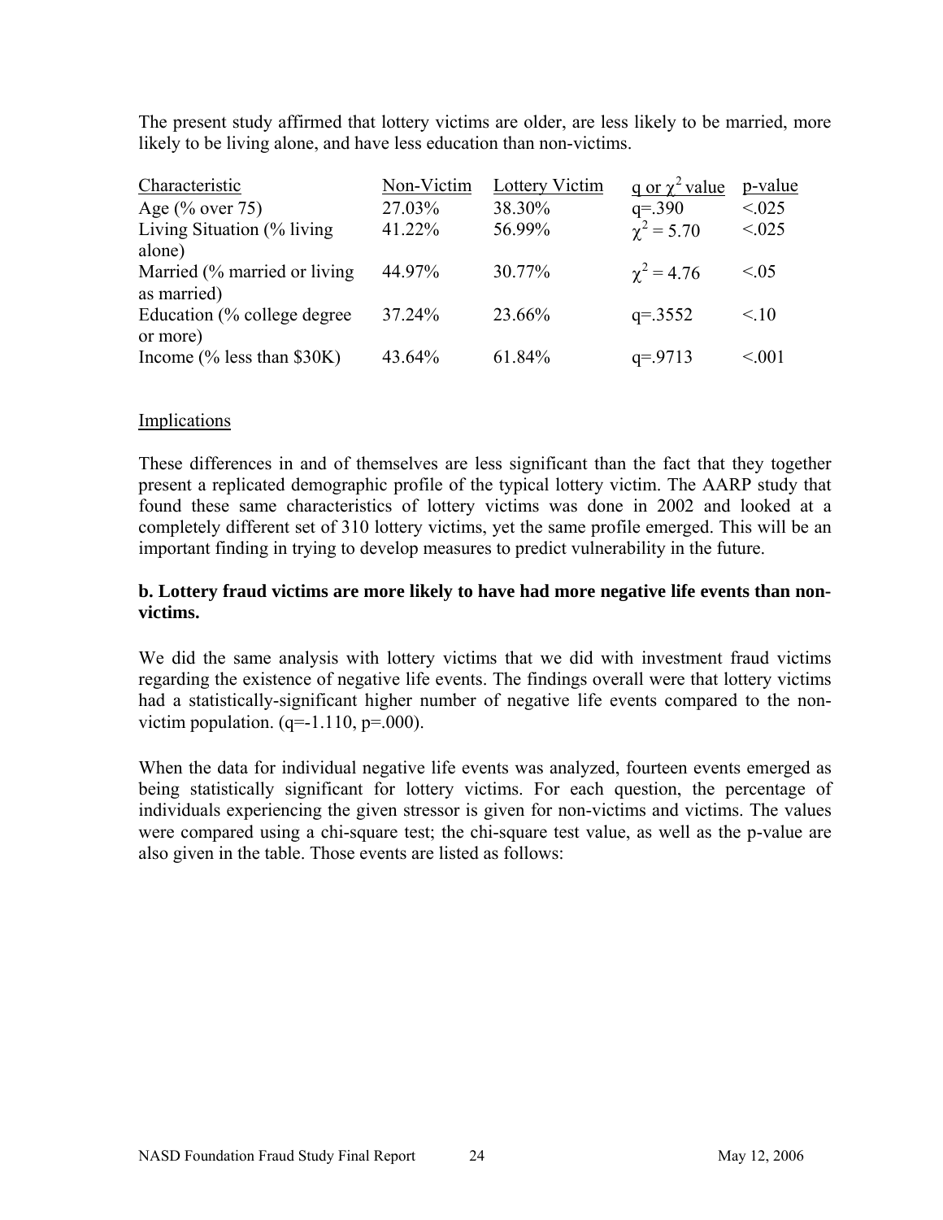The present study affirmed that lottery victims are older, are less likely to be married, more likely to be living alone, and have less education than non-victims.

| Characteristic | Non-Victim | Lottery Victim | q or $\chi^2$ value | p-value |
|---|---|---|---|---|
| Age (% over 75) | 27.03% | 38.30% | q=.390 | <.025 |
| Living Situation (% living alone) | 41.22% | 56.99% | $\chi^2 = 5.70$ | <.025 |
| Married (% married or living as married) | 44.97% | 30.77% | $\chi^2 = 4.76$ | <.05 |
| Education (% college degree or more) | 37.24% | 23.66% | q=.3552 | <.10 |
| Income (% less than $30K) | 43.64% | 61.84% | q=.9713 | <.001 |

Implications

These differences in and of themselves are less significant than the fact that they together present a replicated demographic profile of the typical lottery victim. The AARP study that found these same characteristics of lottery victims was done in 2002 and looked at a completely different set of 310 lottery victims, yet the same profile emerged. This will be an important finding in trying to develop measures to predict vulnerability in the future.

**b. Lottery fraud victims are more likely to have had more negative life events than non-victims.**

We did the same analysis with lottery victims that we did with investment fraud victims regarding the existence of negative life events. The findings overall were that lottery victims had a statistically-significant higher number of negative life events compared to the non-victim population. (q=-1.110, p=.000).

When the data for individual negative life events was analyzed, fourteen events emerged as being statistically significant for lottery victims. For each question, the percentage of individuals experiencing the given stressor is given for non-victims and victims. The values were compared using a chi-square test; the chi-square test value, as well as the p-value are also given in the table. Those events are listed as follows: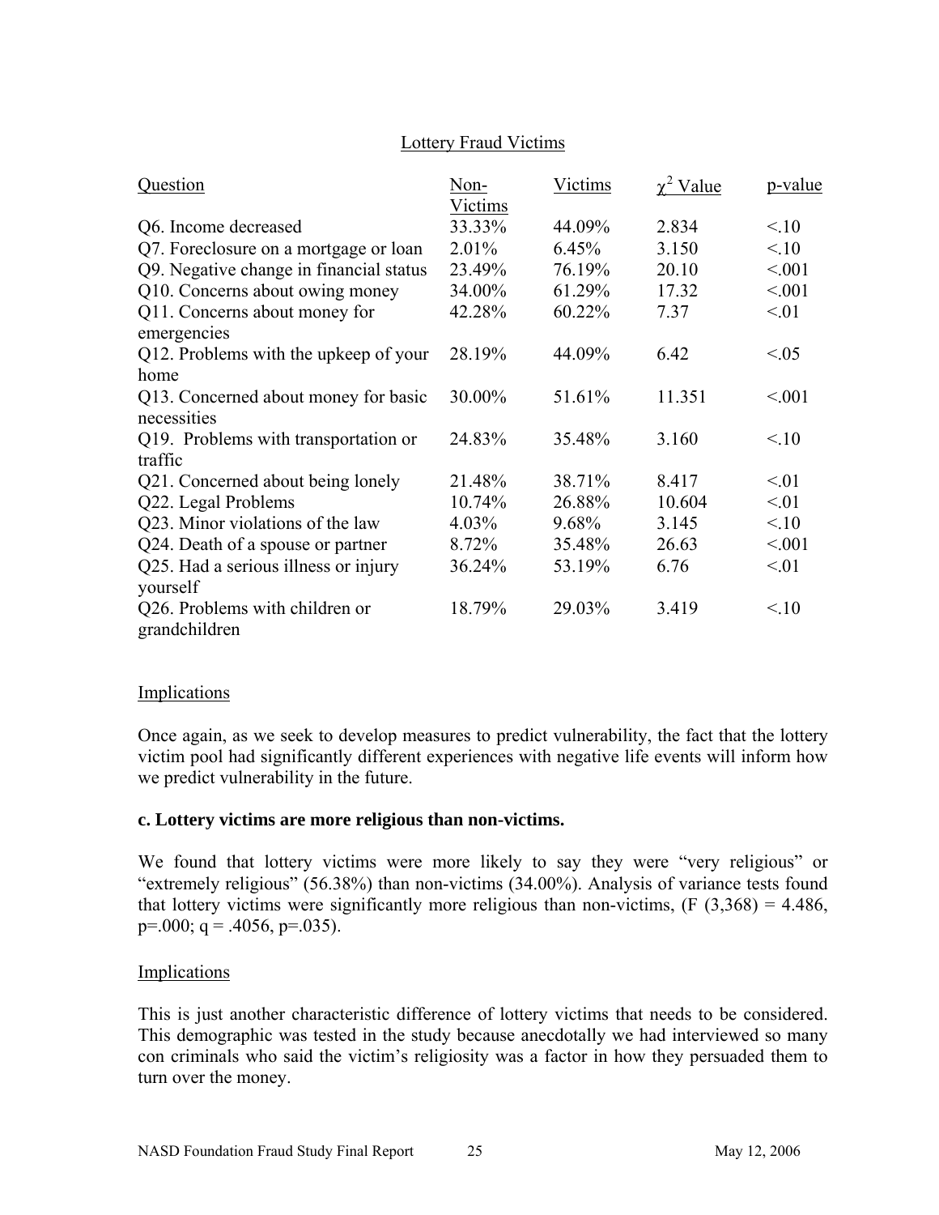Lottery Fraud Victims

| Question | Non-Victims | Victims | $\chi^2$ Value | p-value |
|---|---|---|---|---|
| Q6. Income decreased | 33.33% | 44.09% | 2.834 | <.10 |
| Q7. Foreclosure on a mortgage or loan | 2.01% | 6.45% | 3.150 | <.10 |
| Q9. Negative change in financial status | 23.49% | 76.19% | 20.10 | <.001 |
| Q10. Concerns about owing money | 34.00% | 61.29% | 17.32 | <.001 |
| Q11. Concerns about money for emergencies | 42.28% | 60.22% | 7.37 | <.01 |
| Q12. Problems with the upkeep of your home | 28.19% | 44.09% | 6.42 | <.05 |
| Q13. Concerned about money for basic necessities | 30.00% | 51.61% | 11.351 | <.001 |
| Q19. Problems with transportation or traffic | 24.83% | 35.48% | 3.160 | <.10 |
| Q21. Concerned about being lonely | 21.48% | 38.71% | 8.417 | <.01 |
| Q22. Legal Problems | 10.74% | 26.88% | 10.604 | <.01 |
| Q23. Minor violations of the law | 4.03% | 9.68% | 3.145 | <.10 |
| Q24. Death of a spouse or partner | 8.72% | 35.48% | 26.63 | <.001 |
| Q25. Had a serious illness or injury yourself | 36.24% | 53.19% | 6.76 | <.01 |
| Q26. Problems with children or grandchildren | 18.79% | 29.03% | 3.419 | <.10 |

Implications

Once again, as we seek to develop measures to predict vulnerability, the fact that the lottery victim pool had significantly different experiences with negative life events will inform how we predict vulnerability in the future.

**c. Lottery victims are more religious than non-victims.**

We found that lottery victims were more likely to say they were "very religious" or "extremely religious" (56.38%) than non-victims (34.00%). Analysis of variance tests found that lottery victims were significantly more religious than non-victims, ($F(3,368) = 4.486$, $p=.000$; $q = .4056$, $p=.035$).

Implications

This is just another characteristic difference of lottery victims that needs to be considered. This demographic was tested in the study because anecdotally we had interviewed so many con criminals who said the victim's religiosity was a factor in how they persuaded them to turn over the money.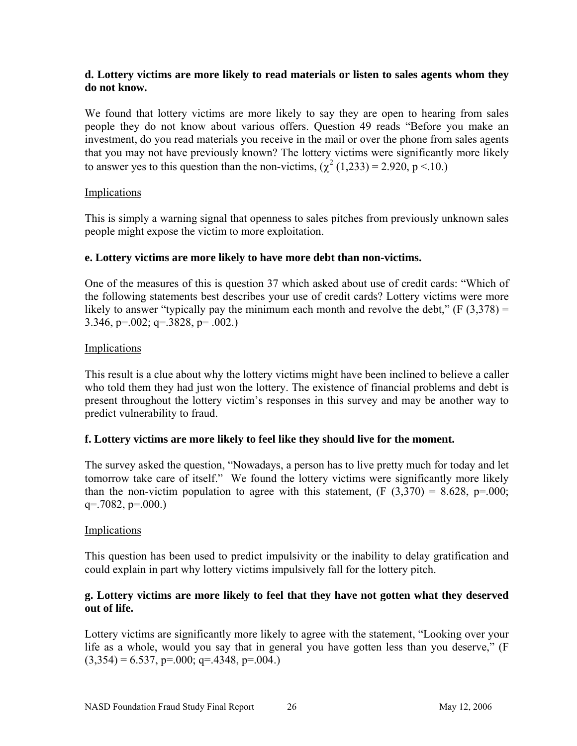**d. Lottery victims are more likely to read materials or listen to sales agents whom they do not know.**

We found that lottery victims are more likely to say they are open to hearing from sales people they do not know about various offers. Question 49 reads "Before you make an investment, do you read materials you receive in the mail or over the phone from sales agents that you may not have previously known? The lottery victims were significantly more likely to answer yes to this question than the non-victims, ($\chi^2$ (1,233) = 2.920, $p <.10$.)

Implications

This is simply a warning signal that openness to sales pitches from previously unknown sales people might expose the victim to more exploitation.

**e. Lottery victims are more likely to have more debt than non-victims.**

One of the measures of this is question 37 which asked about use of credit cards: "Which of the following statements best describes your use of credit cards? Lottery victims were more likely to answer "typically pay the minimum each month and revolve the debt," ($F$ (3,378) = 3.346, p=.002; q=.3828, p= .002.)

Implications

This result is a clue about why the lottery victims might have been inclined to believe a caller who told them they had just won the lottery. The existence of financial problems and debt is present throughout the lottery victim's responses in this survey and may be another way to predict vulnerability to fraud.

**f. Lottery victims are more likely to feel like they should live for the moment.**

The survey asked the question, "Nowadays, a person has to live pretty much for today and let tomorrow take care of itself." We found the lottery victims were significantly more likely than the non-victim population to agree with this statement, ($F$ (3,370) = 8.628, p=.000; q=.7082, p=.000.)

Implications

This question has been used to predict impulsivity or the inability to delay gratification and could explain in part why lottery victims impulsively fall for the lottery pitch.

**g. Lottery victims are more likely to feel that they have not gotten what they deserved out of life.**

Lottery victims are significantly more likely to agree with the statement, "Looking over your life as a whole, would you say that in general you have gotten less than you deserve," ($F$ (3,354) = 6.537, p=.000; q=.4348, p=.004.)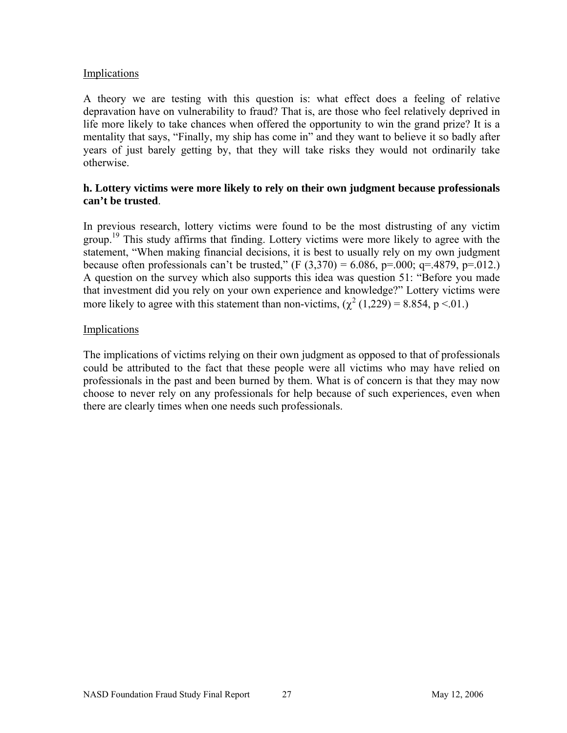Implications

A theory we are testing with this question is: what effect does a feeling of relative depravation have on vulnerability to fraud? That is, are those who feel relatively deprived in life more likely to take chances when offered the opportunity to win the grand prize? It is a mentality that says, "Finally, my ship has come in" and they want to believe it so badly after years of just barely getting by, that they will take risks they would not ordinarily take otherwise.

**h. Lottery victims were more likely to rely on their own judgment because professionals can't be trusted**.

In previous research, lottery victims were found to be the most distrusting of any victim group.[19] This study affirms that finding. Lottery victims were more likely to agree with the statement, "When making financial decisions, it is best to usually rely on my own judgment because often professionals can't be trusted," ($F$ (3,370) = 6.086, p=.000; q=.4879, p=.012.) A question on the survey which also supports this idea was question 51: "Before you made that investment did you rely on your own experience and knowledge?" Lottery victims were more likely to agree with this statement than non-victims, ($\chi^2$ (1,229) = 8.854, p <.01.)

Implications

The implications of victims relying on their own judgment as opposed to that of professionals could be attributed to the fact that these people were all victims who may have relied on professionals in the past and been burned by them. What is of concern is that they may now choose to never rely on any professionals for help because of such experiences, even when there are clearly times when one needs such professionals.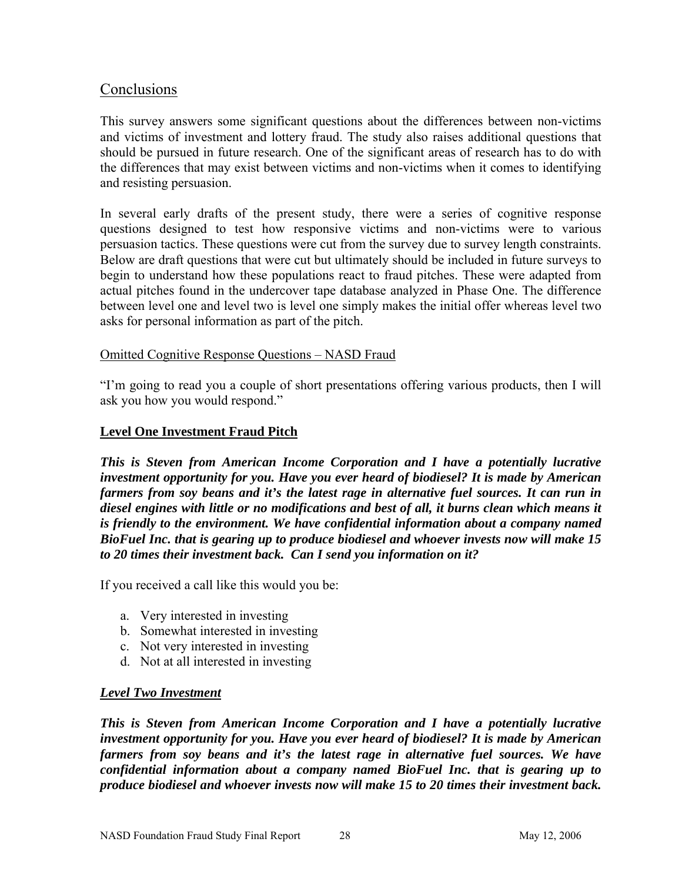## Conclusions

This survey answers some significant questions about the differences between non-victims and victims of investment and lottery fraud. The study also raises additional questions that should be pursued in future research. One of the significant areas of research has to do with the differences that may exist between victims and non-victims when it comes to identifying and resisting persuasion.

In several early drafts of the present study, there were a series of cognitive response questions designed to test how responsive victims and non-victims were to various persuasion tactics. These questions were cut from the survey due to survey length constraints. Below are draft questions that were cut but ultimately should be included in future surveys to begin to understand how these populations react to fraud pitches. These were adapted from actual pitches found in the undercover tape database analyzed in Phase One. The difference between level one and level two is level one simply makes the initial offer whereas level two asks for personal information as part of the pitch.

### Omitted Cognitive Response Questions – NASD Fraud

"I'm going to read you a couple of short presentations offering various products, then I will ask you how you would respond."

### **Level One Investment Fraud Pitch**

***This is Steven from American Income Corporation and I have a potentially lucrative investment opportunity for you. Have you ever heard of biodiesel? It is made by American farmers from soy beans and it's the latest rage in alternative fuel sources. It can run in diesel engines with little or no modifications and best of all, it burns clean which means it is friendly to the environment. We have confidential information about a company named BioFuel Inc. that is gearing up to produce biodiesel and whoever invests now will make 15 to 20 times their investment back. Can I send you information on it?***

If you received a call like this would you be:

a. Very interested in investing
b. Somewhat interested in investing
c. Not very interested in investing
d. Not at all interested in investing

### ***Level Two Investment***

***This is Steven from American Income Corporation and I have a potentially lucrative investment opportunity for you. Have you ever heard of biodiesel? It is made by American farmers from soy beans and it's the latest rage in alternative fuel sources. We have confidential information about a company named BioFuel Inc. that is gearing up to produce biodiesel and whoever invests now will make 15 to 20 times their investment back.***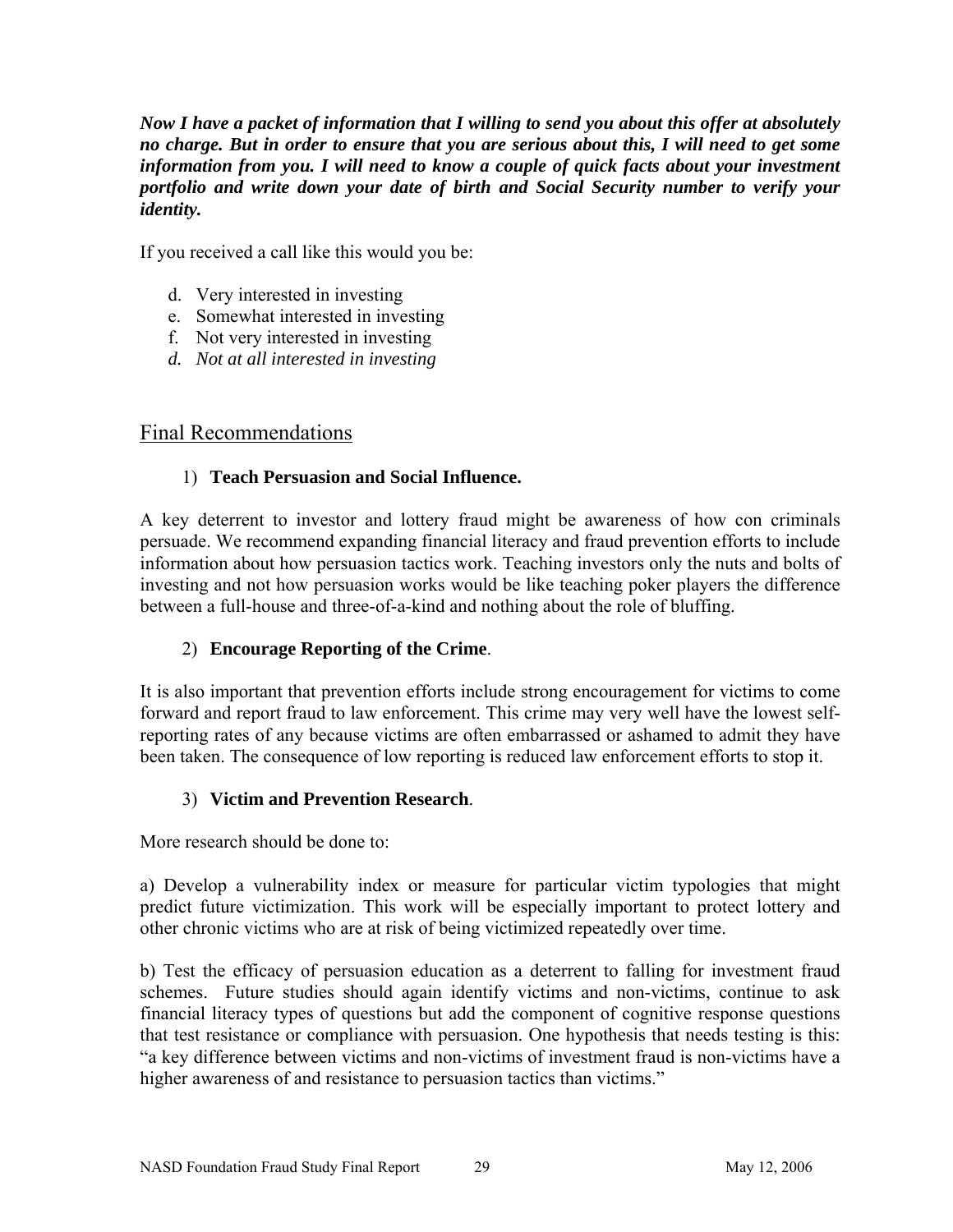***Now I have a packet of information that I willing to send you about this offer at absolutely no charge. But in order to ensure that you are serious about this, I will need to get some information from you. I will need to know a couple of quick facts about your investment portfolio and write down your date of birth and Social Security number to verify your identity.***

If you received a call like this would you be:

d. Very interested in investing
e. Somewhat interested in investing
f. Not very interested in investing
*d. Not at all interested in investing*

## Final Recommendations

1) **Teach Persuasion and Social Influence.**

A key deterrent to investor and lottery fraud might be awareness of how con criminals persuade. We recommend expanding financial literacy and fraud prevention efforts to include information about how persuasion tactics work. Teaching investors only the nuts and bolts of investing and not how persuasion works would be like teaching poker players the difference between a full-house and three-of-a-kind and nothing about the role of bluffing.

2) **Encourage Reporting of the Crime**.

It is also important that prevention efforts include strong encouragement for victims to come forward and report fraud to law enforcement. This crime may very well have the lowest self-reporting rates of any because victims are often embarrassed or ashamed to admit they have been taken. The consequence of low reporting is reduced law enforcement efforts to stop it.

3) **Victim and Prevention Research**.

More research should be done to:

a) Develop a vulnerability index or measure for particular victim typologies that might predict future victimization. This work will be especially important to protect lottery and other chronic victims who are at risk of being victimized repeatedly over time.

b) Test the efficacy of persuasion education as a deterrent to falling for investment fraud schemes. Future studies should again identify victims and non-victims, continue to ask financial literacy types of questions but add the component of cognitive response questions that test resistance or compliance with persuasion. One hypothesis that needs testing is this: "a key difference between victims and non-victims of investment fraud is non-victims have a higher awareness of and resistance to persuasion tactics than victims."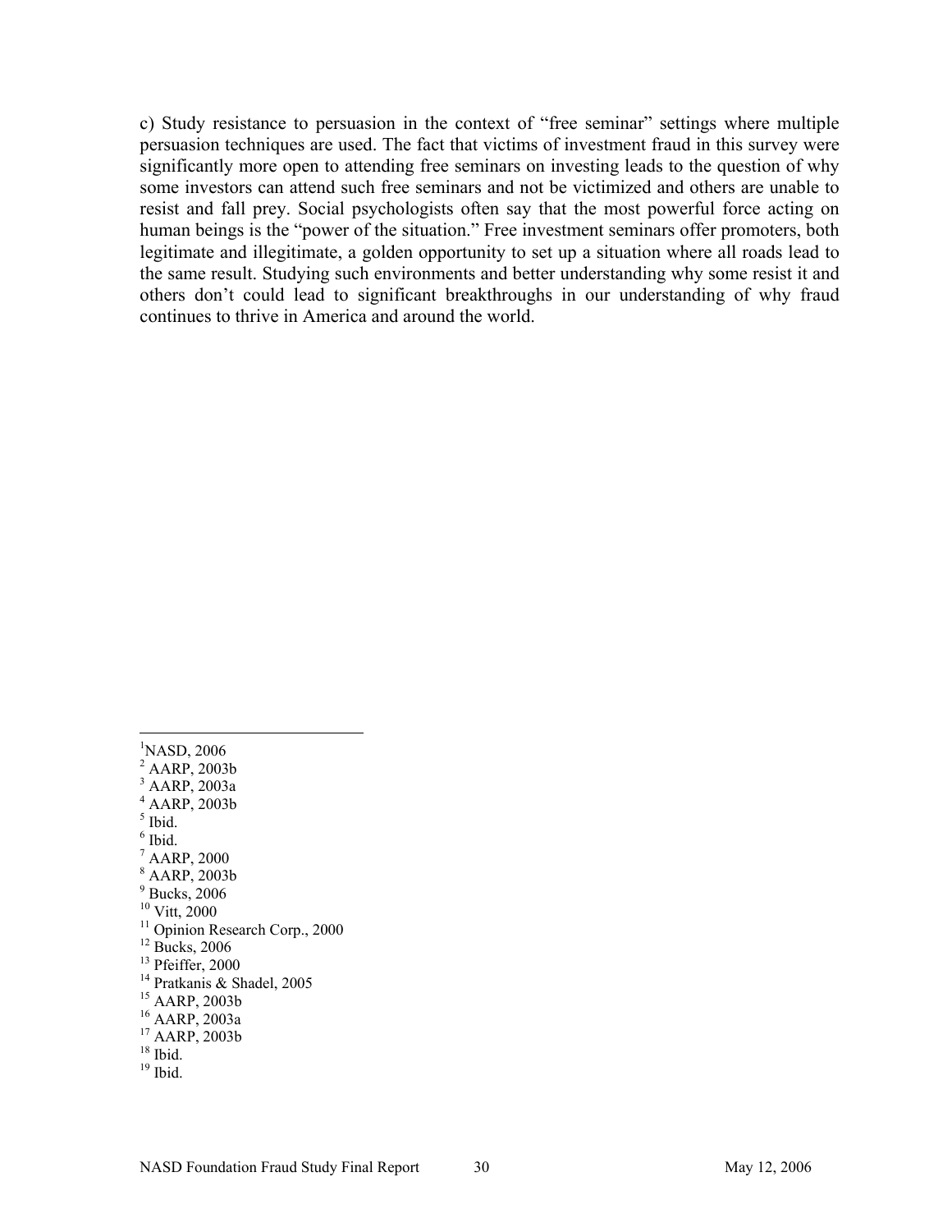c) Study resistance to persuasion in the context of "free seminar" settings where multiple persuasion techniques are used. The fact that victims of investment fraud in this survey were significantly more open to attending free seminars on investing leads to the question of why some investors can attend such free seminars and not be victimized and others are unable to resist and fall prey. Social psychologists often say that the most powerful force acting on human beings is the "power of the situation." Free investment seminars offer promoters, both legitimate and illegitimate, a golden opportunity to set up a situation where all roads lead to the same result. Studying such environments and better understanding why some resist it and others don't could lead to significant breakthroughs in our understanding of why fraud continues to thrive in America and around the world.

---

[1] NASD, 2006
[2] AARP, 2003b
[3] AARP, 2003a
[4] AARP, 2003b
[5] Ibid.
[6] Ibid.
[7] AARP, 2000
[8] AARP, 2003b
[9] Bucks, 2006
[10] Vitt, 2000
[11] Opinion Research Corp., 2000
[12] Bucks, 2006
[13] Pfeiffer, 2000
[14] Pratkanis & Shadel, 2005
[15] AARP, 2003b
[16] AARP, 2003a
[17] AARP, 2003b
[18] Ibid.
[19] Ibid.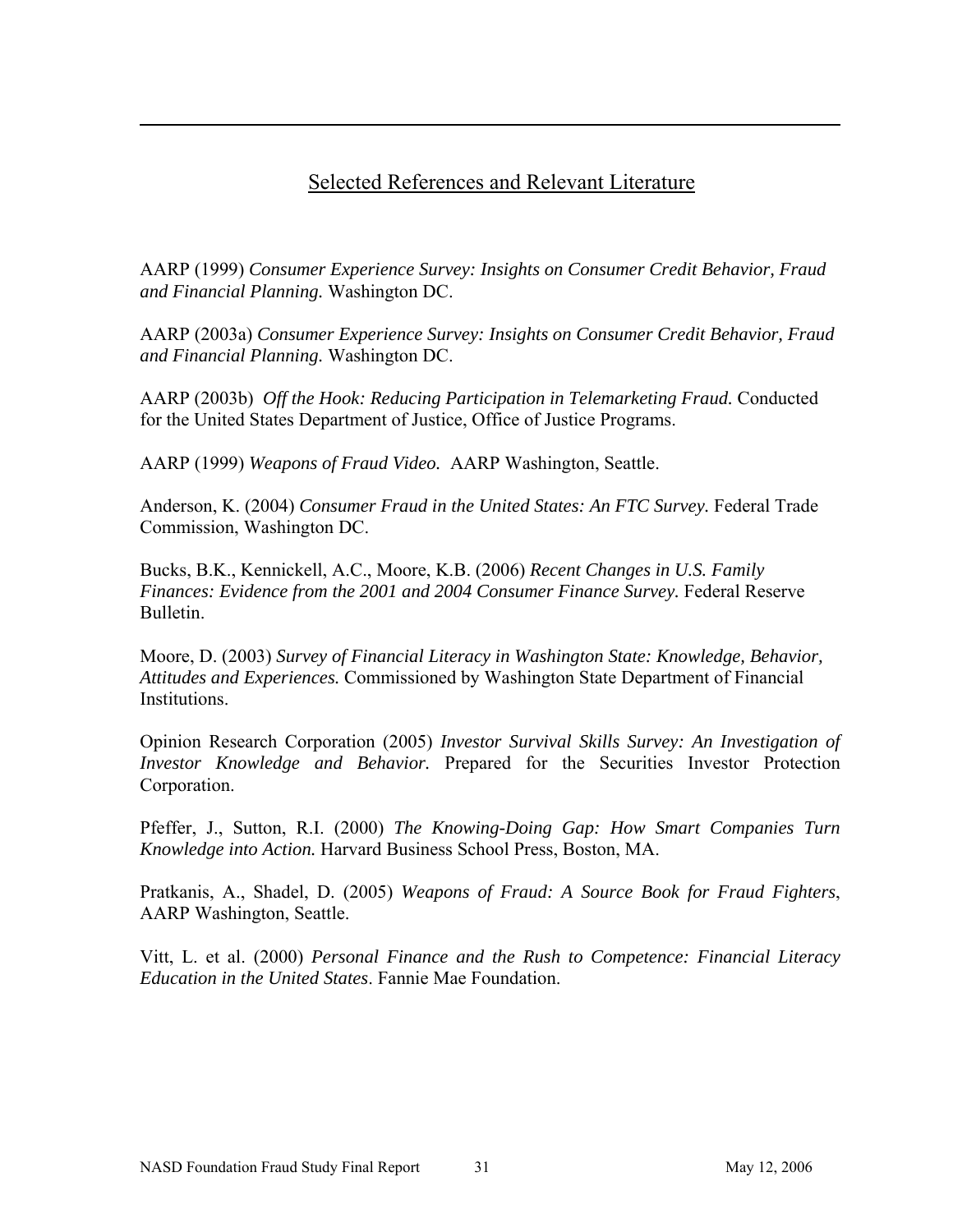## Selected References and Relevant Literature

AARP (1999) *Consumer Experience Survey: Insights on Consumer Credit Behavior, Fraud and Financial Planning.* Washington DC.

AARP (2003a) *Consumer Experience Survey: Insights on Consumer Credit Behavior, Fraud and Financial Planning.* Washington DC.

AARP (2003b) *Off the Hook: Reducing Participation in Telemarketing Fraud.* Conducted for the United States Department of Justice, Office of Justice Programs.

AARP (1999) *Weapons of Fraud Video.* AARP Washington, Seattle.

Anderson, K. (2004) *Consumer Fraud in the United States: An FTC Survey.* Federal Trade Commission, Washington DC.

Bucks, B.K., Kennickell, A.C., Moore, K.B. (2006) *Recent Changes in U.S. Family Finances: Evidence from the 2001 and 2004 Consumer Finance Survey.* Federal Reserve Bulletin.

Moore, D. (2003) *Survey of Financial Literacy in Washington State: Knowledge, Behavior, Attitudes and Experiences.* Commissioned by Washington State Department of Financial Institutions.

Opinion Research Corporation (2005) *Investor Survival Skills Survey: An Investigation of Investor Knowledge and Behavior.* Prepared for the Securities Investor Protection Corporation.

Pfeffer, J., Sutton, R.I. (2000) *The Knowing-Doing Gap: How Smart Companies Turn Knowledge into Action.* Harvard Business School Press, Boston, MA.

Pratkanis, A., Shadel, D. (2005) *Weapons of Fraud: A Source Book for Fraud Fighters*, AARP Washington, Seattle.

Vitt, L. et al. (2000) *Personal Finance and the Rush to Competence: Financial Literacy Education in the United States*. Fannie Mae Foundation.